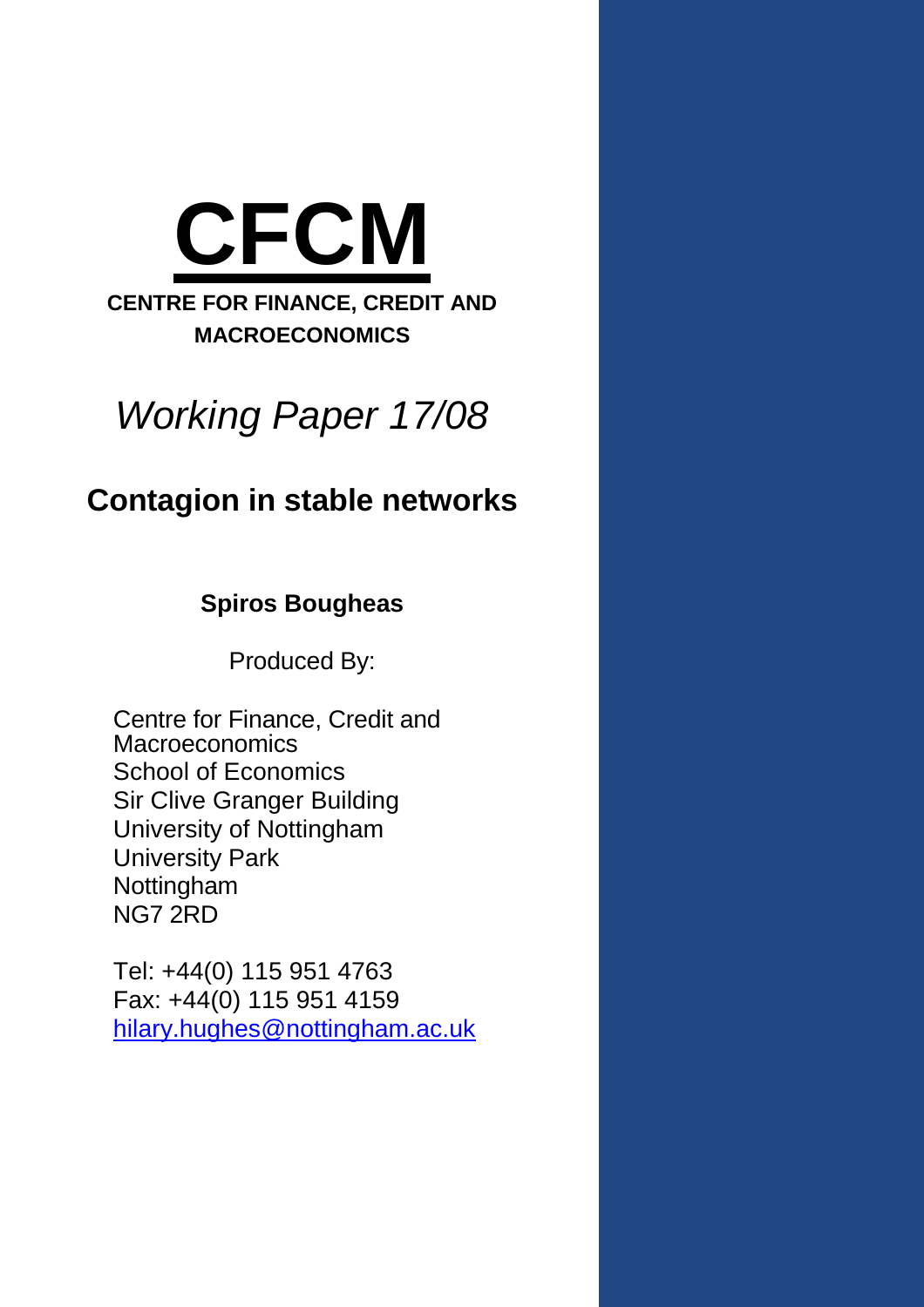# CFCM

**CENTRE FOR FINANCE, CREDIT AND MACROECONOMICS**

*Working Paper 17/08*

## Contagion in stable networks

**Spiros Bougheas**

Produced By:

Centre for Finance, Credit and Macroeconomics
School of Economics
Sir Clive Granger Building
University of Nottingham
University Park
Nottingham
NG7 2RD

Tel: +44(0) 115 951 4763
Fax: +44(0) 115 951 4159
hilary.hughes@nottingham.ac.uk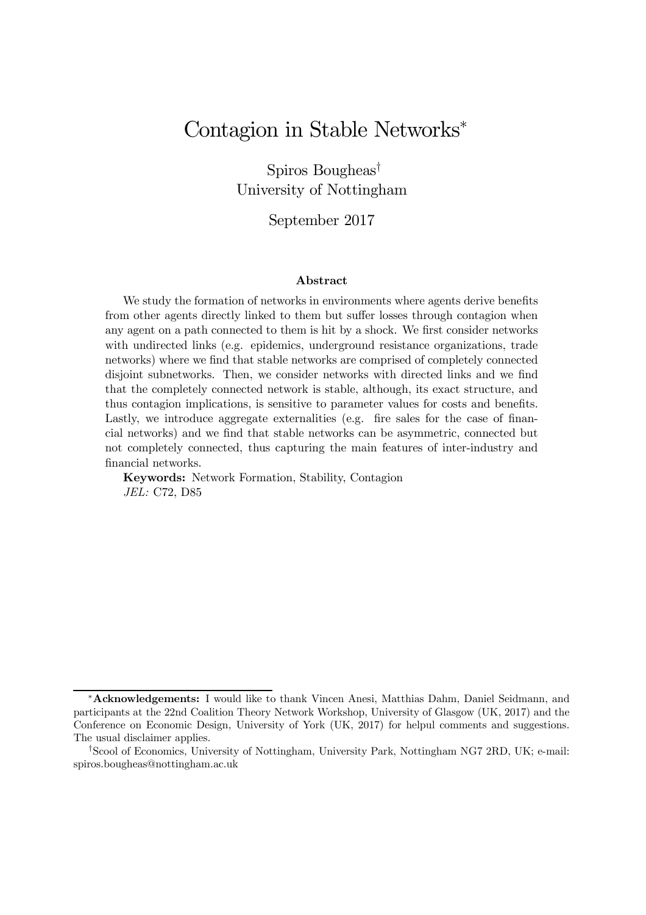# Contagion in Stable Networks*

Spiros Bougheas†
University of Nottingham

September 2017

### Abstract

We study the formation of networks in environments where agents derive benefits from other agents directly linked to them but suffer losses through contagion when any agent on a path connected to them is hit by a shock. We first consider networks with undirected links (e.g. epidemics, underground resistance organizations, trade networks) where we find that stable networks are comprised of completely connected disjoint subnetworks. Then, we consider networks with directed links and we find that the completely connected network is stable, although, its exact structure, and thus contagion implications, is sensitive to parameter values for costs and benefits. Lastly, we introduce aggregate externalities (e.g. fire sales for the case of financial networks) and we find that stable networks can be asymmetric, connected but not completely connected, thus capturing the main features of inter-industry and financial networks.

**Keywords:** Network Formation, Stability, Contagion
*JEL:* C72, D85

---

*__Acknowledgements:__ I would like to thank Vincen Anesi, Matthias Dahm, Daniel Seidmann, and participants at the 22nd Coalition Theory Network Workshop, University of Glasgow (UK, 2017) and the Conference on Economic Design, University of York (UK, 2017) for helpul comments and suggestions. The usual disclaimer applies.

†Scool of Economics, University of Nottingham, University Park, Nottingham NG7 2RD, UK; e-mail: spiros.bougheas@nottingham.ac.uk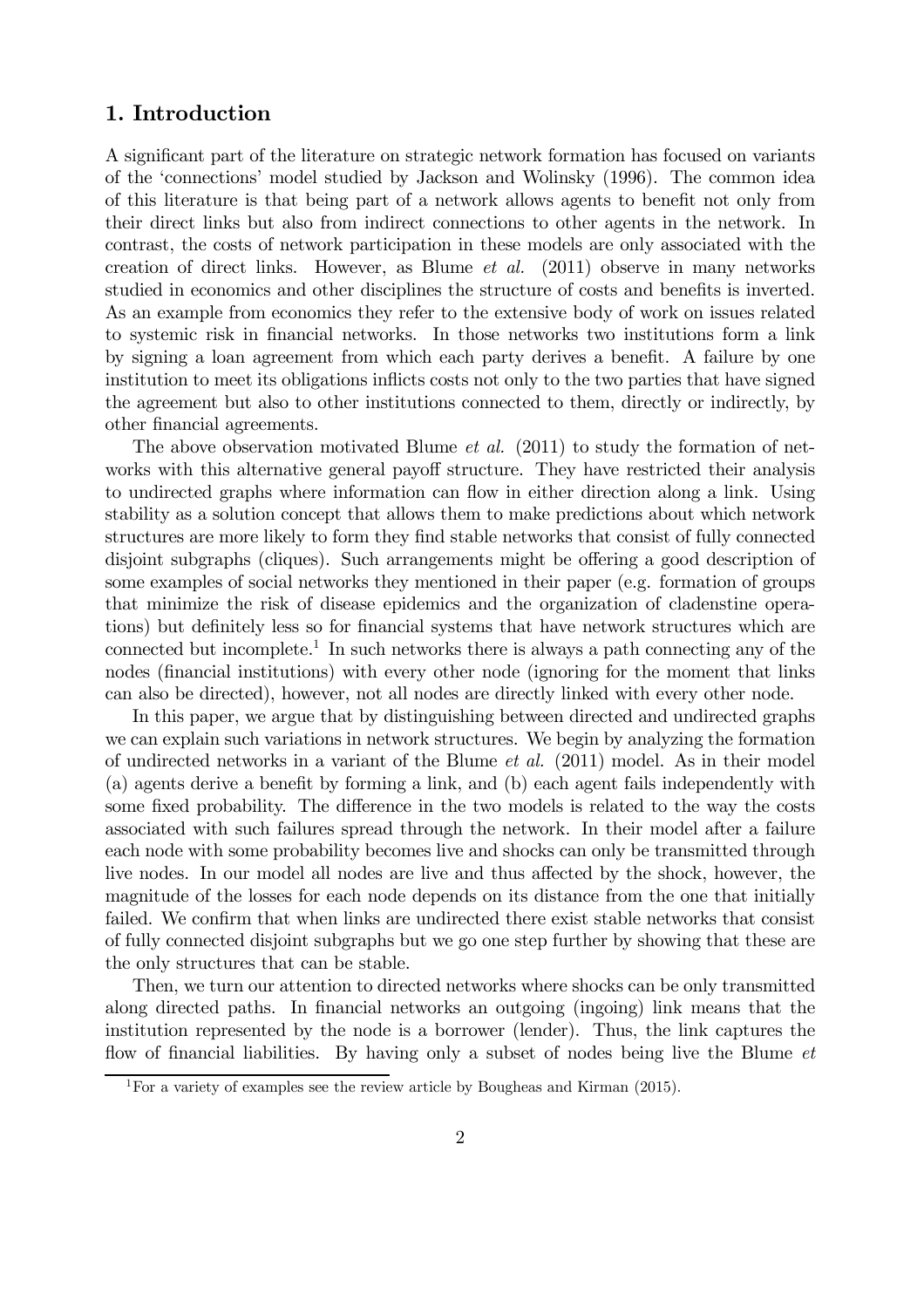## 1. Introduction

A significant part of the literature on strategic network formation has focused on variants of the 'connections' model studied by Jackson and Wolinsky (1996). The common idea of this literature is that being part of a network allows agents to benefit not only from their direct links but also from indirect connections to other agents in the network. In contrast, the costs of network participation in these models are only associated with the creation of direct links. However, as Blume *et al.* (2011) observe in many networks studied in economics and other disciplines the structure of costs and benefits is inverted. As an example from economics they refer to the extensive body of work on issues related to systemic risk in financial networks. In those networks two institutions form a link by signing a loan agreement from which each party derives a benefit. A failure by one institution to meet its obligations inflicts costs not only to the two parties that have signed the agreement but also to other institutions connected to them, directly or indirectly, by other financial agreements.

The above observation motivated Blume *et al.* (2011) to study the formation of networks with this alternative general payoff structure. They have restricted their analysis to undirected graphs where information can flow in either direction along a link. Using stability as a solution concept that allows them to make predictions about which network structures are more likely to form they find stable networks that consist of fully connected disjoint subgraphs (cliques). Such arrangements might be offering a good description of some examples of social networks they mentioned in their paper (e.g. formation of groups that minimize the risk of disease epidemics and the organization of cladenstine operations) but definitely less so for financial systems that have network structures which are connected but incomplete.[1] In such networks there is always a path connecting any of the nodes (financial institutions) with every other node (ignoring for the moment that links can also be directed), however, not all nodes are directly linked with every other node.

In this paper, we argue that by distinguishing between directed and undirected graphs we can explain such variations in network structures. We begin by analyzing the formation of undirected networks in a variant of the Blume *et al.* (2011) model. As in their model (a) agents derive a benefit by forming a link, and (b) each agent fails independently with some fixed probability. The difference in the two models is related to the way the costs associated with such failures spread through the network. In their model after a failure each node with some probability becomes live and shocks can only be transmitted through live nodes. In our model all nodes are live and thus affected by the shock, however, the magnitude of the losses for each node depends on its distance from the one that initially failed. We confirm that when links are undirected there exist stable networks that consist of fully connected disjoint subgraphs but we go one step further by showing that these are the only structures that can be stable.

Then, we turn our attention to directed networks where shocks can be only transmitted along directed paths. In financial networks an outgoing (ingoing) link means that the institution represented by the node is a borrower (lender). Thus, the link captures the flow of financial liabilities. By having only a subset of nodes being live the Blume *et*

[1] For a variety of examples see the review article by Bougheas and Kirman (2015).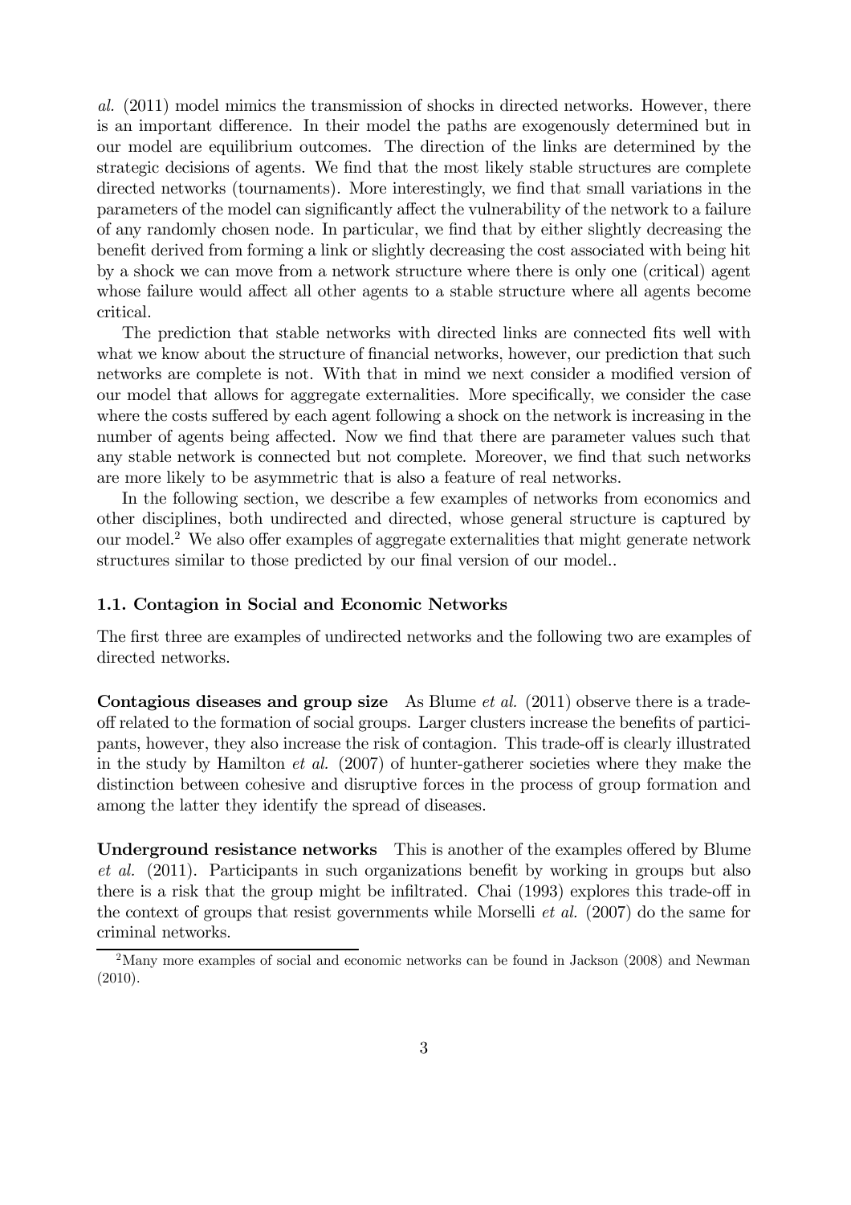*al.* (2011) model mimics the transmission of shocks in directed networks. However, there is an important difference. In their model the paths are exogenously determined but in our model are equilibrium outcomes. The direction of the links are determined by the strategic decisions of agents. We find that the most likely stable structures are complete directed networks (tournaments). More interestingly, we find that small variations in the parameters of the model can significantly affect the vulnerability of the network to a failure of any randomly chosen node. In particular, we find that by either slightly decreasing the benefit derived from forming a link or slightly decreasing the cost associated with being hit by a shock we can move from a network structure where there is only one (critical) agent whose failure would affect all other agents to a stable structure where all agents become critical.

The prediction that stable networks with directed links are connected fits well with what we know about the structure of financial networks, however, our prediction that such networks are complete is not. With that in mind we next consider a modified version of our model that allows for aggregate externalities. More specifically, we consider the case where the costs suffered by each agent following a shock on the network is increasing in the number of agents being affected. Now we find that there are parameter values such that any stable network is connected but not complete. Moreover, we find that such networks are more likely to be asymmetric that is also a feature of real networks.

In the following section, we describe a few examples of networks from economics and other disciplines, both undirected and directed, whose general structure is captured by our model.[2] We also offer examples of aggregate externalities that might generate network structures similar to those predicted by our final version of our model..

### 1.1. Contagion in Social and Economic Networks

The first three are examples of undirected networks and the following two are examples of directed networks.

**Contagious diseases and group size** As Blume *et al.* (2011) observe there is a trade-off related to the formation of social groups. Larger clusters increase the benefits of participants, however, they also increase the risk of contagion. This trade-off is clearly illustrated in the study by Hamilton *et al.* (2007) of hunter-gatherer societies where they make the distinction between cohesive and disruptive forces in the process of group formation and among the latter they identify the spread of diseases.

**Underground resistance networks** This is another of the examples offered by Blume *et al.* (2011). Participants in such organizations benefit by working in groups but also there is a risk that the group might be infiltrated. Chai (1993) explores this trade-off in the context of groups that resist governments while Morselli *et al.* (2007) do the same for criminal networks.

[2] Many more examples of social and economic networks can be found in Jackson (2008) and Newman (2010).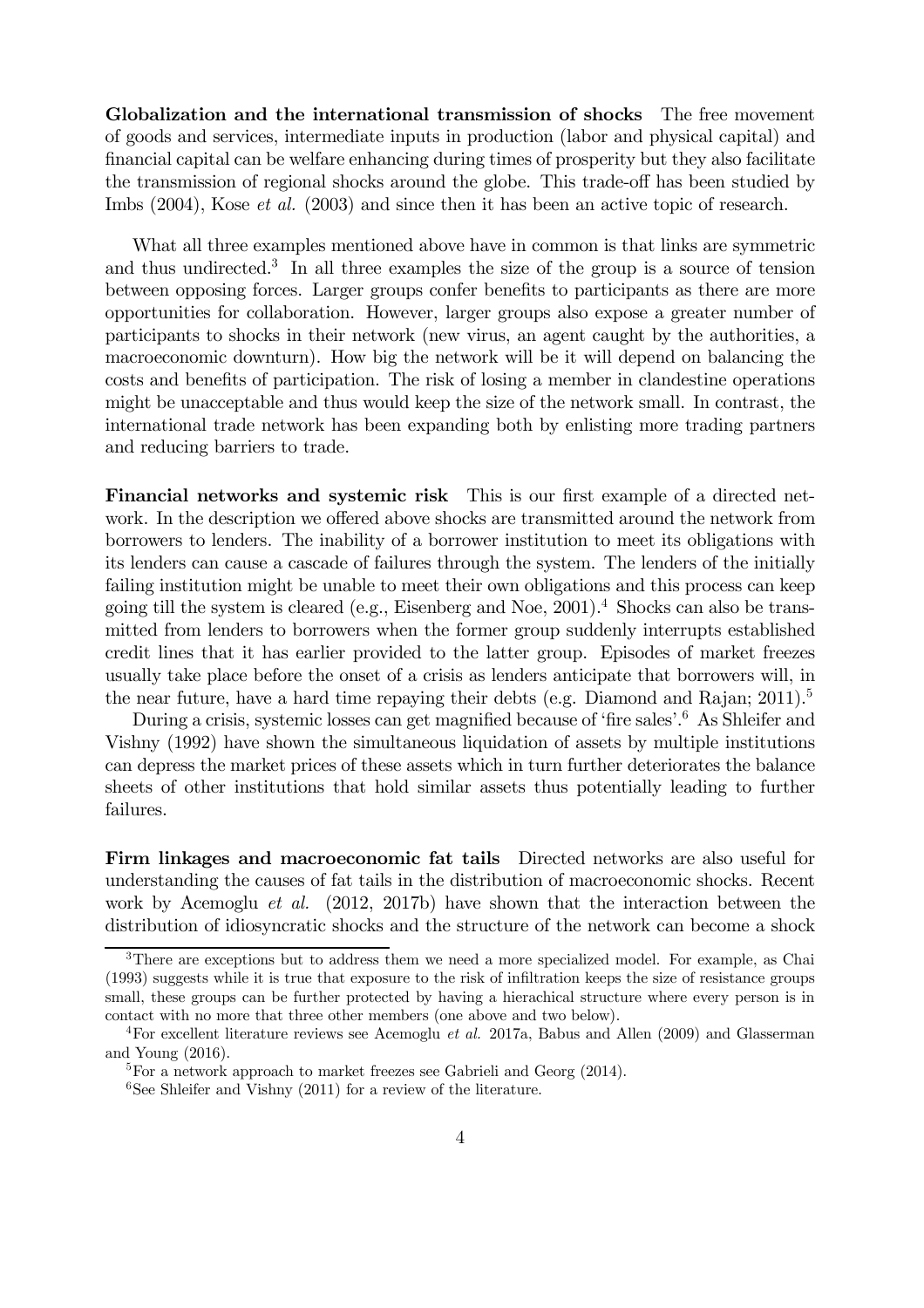**Globalization and the international transmission of shocks** The free movement of goods and services, intermediate inputs in production (labor and physical capital) and financial capital can be welfare enhancing during times of prosperity but they also facilitate the transmission of regional shocks around the globe. This trade-off has been studied by Imbs (2004), Kose *et al.* (2003) and since then it has been an active topic of research.

What all three examples mentioned above have in common is that links are symmetric and thus undirected.[3] In all three examples the size of the group is a source of tension between opposing forces. Larger groups confer benefits to participants as there are more opportunities for collaboration. However, larger groups also expose a greater number of participants to shocks in their network (new virus, an agent caught by the authorities, a macroeconomic downturn). How big the network will be it will depend on balancing the costs and benefits of participation. The risk of losing a member in clandestine operations might be unacceptable and thus would keep the size of the network small. In contrast, the international trade network has been expanding both by enlisting more trading partners and reducing barriers to trade.

**Financial networks and systemic risk** This is our first example of a directed network. In the description we offered above shocks are transmitted around the network from borrowers to lenders. The inability of a borrower institution to meet its obligations with its lenders can cause a cascade of failures through the system. The lenders of the initially failing institution might be unable to meet their own obligations and this process can keep going till the system is cleared (e.g., Eisenberg and Noe, 2001).[4] Shocks can also be transmitted from lenders to borrowers when the former group suddenly interrupts established credit lines that it has earlier provided to the latter group. Episodes of market freezes usually take place before the onset of a crisis as lenders anticipate that borrowers will, in the near future, have a hard time repaying their debts (e.g. Diamond and Rajan; 2011).[5]

During a crisis, systemic losses can get magnified because of 'fire sales'.[6] As Shleifer and Vishny (1992) have shown the simultaneous liquidation of assets by multiple institutions can depress the market prices of these assets which in turn further deteriorates the balance sheets of other institutions that hold similar assets thus potentially leading to further failures.

**Firm linkages and macroeconomic fat tails** Directed networks are also useful for understanding the causes of fat tails in the distribution of macroeconomic shocks. Recent work by Acemoglu *et al.* (2012, 2017b) have shown that the interaction between the distribution of idiosyncratic shocks and the structure of the network can become a shock

---

[3] There are exceptions but to address them we need a more specialized model. For example, as Chai (1993) suggests while it is true that exposure to the risk of infiltration keeps the size of resistance groups small, these groups can be further protected by having a hierachical structure where every person is in contact with no more that three other members (one above and two below).

[4] For excellent literature reviews see Acemoglu *et al.* 2017a, Babus and Allen (2009) and Glasserman and Young (2016).

[5] For a network approach to market freezes see Gabrieli and Georg (2014).

[6] See Shleifer and Vishny (2011) for a review of the literature.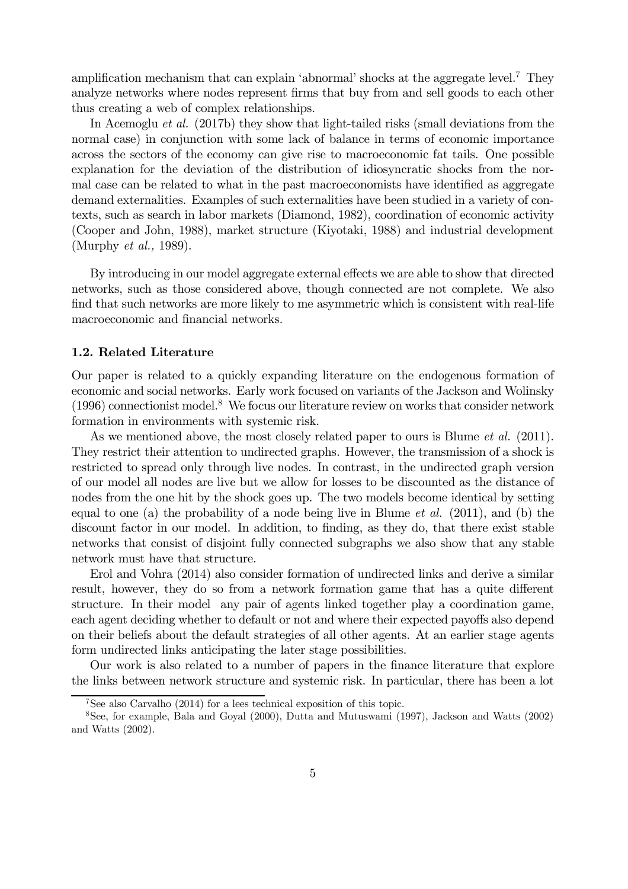amplification mechanism that can explain 'abnormal' shocks at the aggregate level.[7] They analyze networks where nodes represent firms that buy from and sell goods to each other thus creating a web of complex relationships.

In Acemoglu *et al.* (2017b) they show that light-tailed risks (small deviations from the normal case) in conjunction with some lack of balance in terms of economic importance across the sectors of the economy can give rise to macroeconomic fat tails. One possible explanation for the deviation of the distribution of idiosyncratic shocks from the normal case can be related to what in the past macroeconomists have identified as aggregate demand externalities. Examples of such externalities have been studied in a variety of contexts, such as search in labor markets (Diamond, 1982), coordination of economic activity (Cooper and John, 1988), market structure (Kiyotaki, 1988) and industrial development (Murphy *et al.,* 1989).

By introducing in our model aggregate external effects we are able to show that directed networks, such as those considered above, though connected are not complete. We also find that such networks are more likely to me asymmetric which is consistent with real-life macroeconomic and financial networks.

### 1.2. Related Literature

Our paper is related to a quickly expanding literature on the endogenous formation of economic and social networks. Early work focused on variants of the Jackson and Wolinsky (1996) connectionist model.[8] We focus our literature review on works that consider network formation in environments with systemic risk.

As we mentioned above, the most closely related paper to ours is Blume *et al.* (2011). They restrict their attention to undirected graphs. However, the transmission of a shock is restricted to spread only through live nodes. In contrast, in the undirected graph version of our model all nodes are live but we allow for losses to be discounted as the distance of nodes from the one hit by the shock goes up. The two models become identical by setting equal to one (a) the probability of a node being live in Blume *et al.* (2011), and (b) the discount factor in our model. In addition, to finding, as they do, that there exist stable networks that consist of disjoint fully connected subgraphs we also show that any stable network must have that structure.

Erol and Vohra (2014) also consider formation of undirected links and derive a similar result, however, they do so from a network formation game that has a quite different structure. In their model any pair of agents linked together play a coordination game, each agent deciding whether to default or not and where their expected payoffs also depend on their beliefs about the default strategies of all other agents. At an earlier stage agents form undirected links anticipating the later stage possibilities.

Our work is also related to a number of papers in the finance literature that explore the links between network structure and systemic risk. In particular, there has been a lot

[7] See also Carvalho (2014) for a lees technical exposition of this topic.

[8] See, for example, Bala and Goyal (2000), Dutta and Mutuswami (1997), Jackson and Watts (2002) and Watts (2002).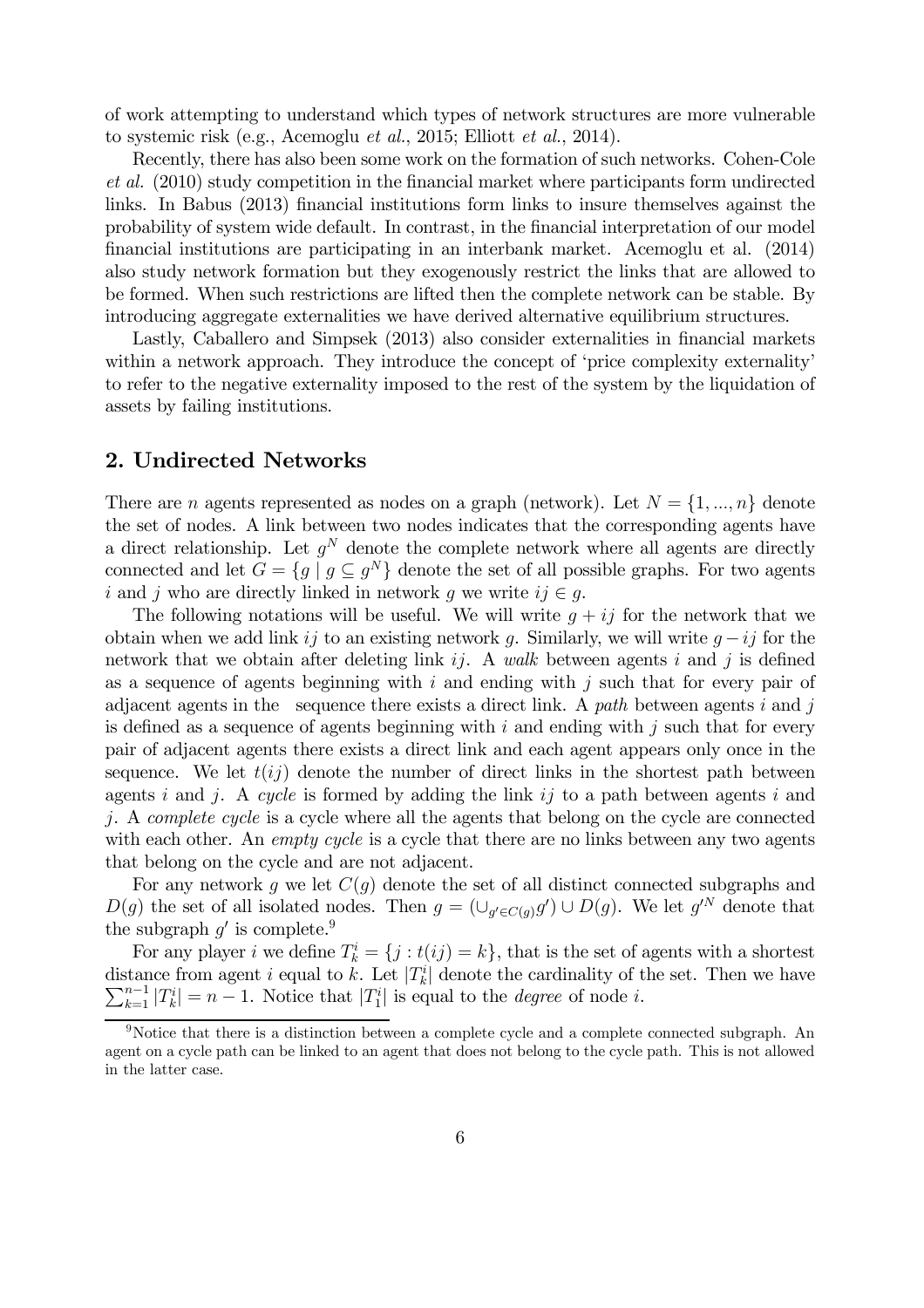of work attempting to understand which types of network structures are more vulnerable to systemic risk (e.g., Acemoglu *et al.*, 2015; Elliott *et al.*, 2014).

Recently, there has also been some work on the formation of such networks. Cohen-Cole *et al.* (2010) study competition in the financial market where participants form undirected links. In Babus (2013) financial institutions form links to insure themselves against the probability of system wide default. In contrast, in the financial interpretation of our model financial institutions are participating in an interbank market. Acemoglu et al. (2014) also study network formation but they exogenously restrict the links that are allowed to be formed. When such restrictions are lifted then the complete network can be stable. By introducing aggregate externalities we have derived alternative equilibrium structures.

Lastly, Caballero and Simpsek (2013) also consider externalities in financial markets within a network approach. They introduce the concept of 'price complexity externality' to refer to the negative externality imposed to the rest of the system by the liquidation of assets by failing institutions.

## 2. Undirected Networks

There are $n$ agents represented as nodes on a graph (network). Let $N = \{1, ..., n\}$ denote the set of nodes. A link between two nodes indicates that the corresponding agents have a direct relationship. Let $g^N$ denote the complete network where all agents are directly connected and let $G = \{g \mid g \subseteq g^N\}$ denote the set of all possible graphs. For two agents $i$ and $j$ who are directly linked in network $g$ we write $ij \in g$.

The following notations will be useful. We will write $g + ij$ for the network that we obtain when we add link $ij$ to an existing network $g$. Similarly, we will write $g - ij$ for the network that we obtain after deleting link $ij$. A *walk* between agents $i$ and $j$ is defined as a sequence of agents beginning with $i$ and ending with $j$ such that for every pair of adjacent agents in the sequence there exists a direct link. A *path* between agents $i$ and $j$ is defined as a sequence of agents beginning with $i$ and ending with $j$ such that for every pair of adjacent agents there exists a direct link and each agent appears only once in the sequence. We let $t(ij)$ denote the number of direct links in the shortest path between agents $i$ and $j$. A *cycle* is formed by adding the link $ij$ to a path between agents $i$ and $j$. A *complete cycle* is a cycle where all the agents that belong on the cycle are connected with each other. An *empty cycle* is a cycle that there are no links between any two agents that belong on the cycle and are not adjacent.

For any network $g$ we let $C(g)$ denote the set of all distinct connected subgraphs and $D(g)$ the set of all isolated nodes. Then $g = (\cup_{g' \in C(g)} g') \cup D(g)$. We let $g'^N$ denote that the subgraph $g'$ is complete.[9]

For any player $i$ we define $T_k^i = \{j : t(ij) = k\}$, that is the set of agents with a shortest distance from agent $i$ equal to $k$. Let $|T_k^i|$ denote the cardinality of the set. Then we have $\sum_{k=1}^{n-1} |T_k^i| = n - 1$. Notice that $|T_1^i|$ is equal to the *degree* of node $i$.

[9] Notice that there is a distinction between a complete cycle and a complete connected subgraph. An agent on a cycle path can be linked to an agent that does not belong to the cycle path. This is not allowed in the latter case.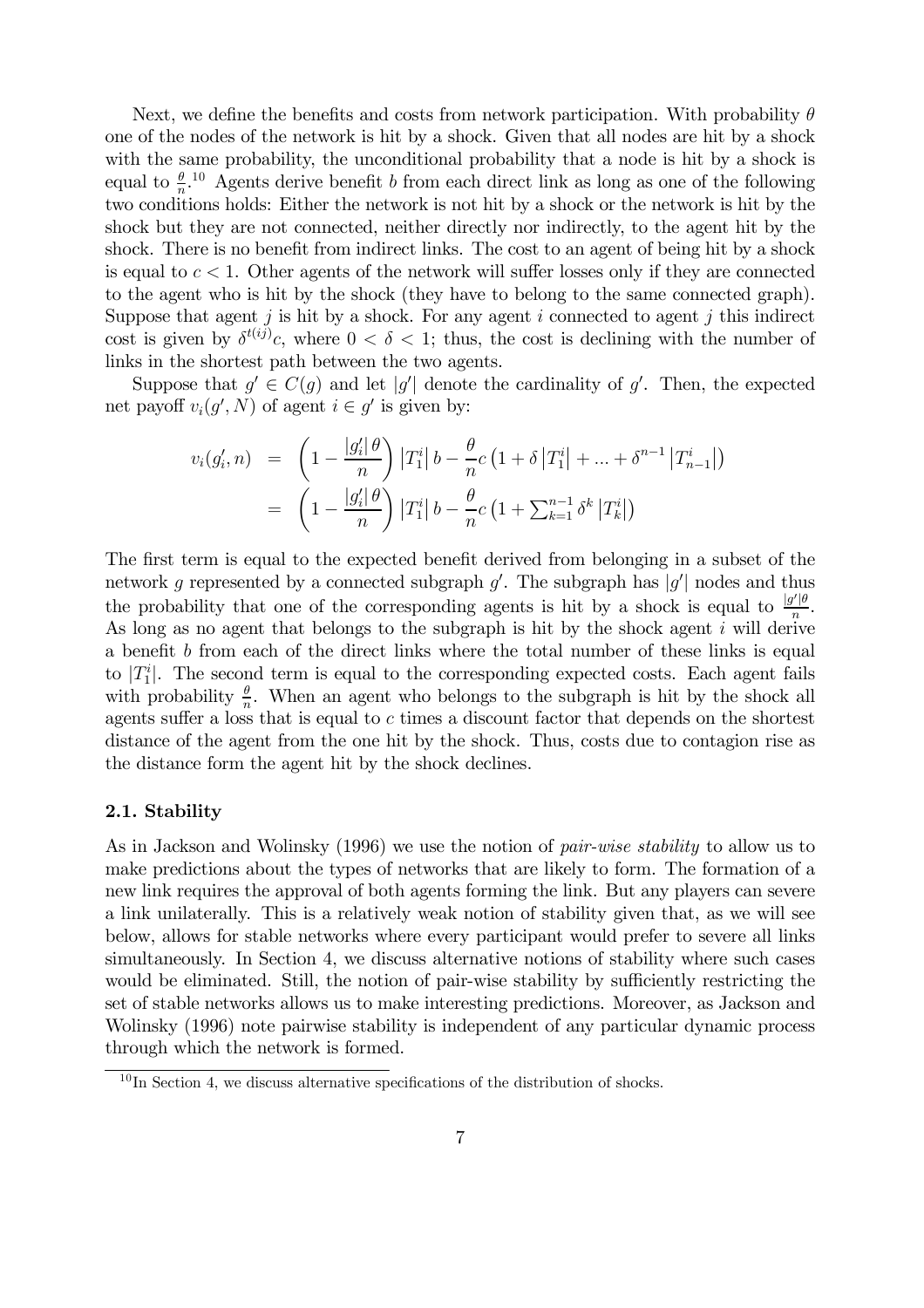Next, we define the benefits and costs from network participation. With probability $\theta$ one of the nodes of the network is hit by a shock. Given that all nodes are hit by a shock with the same probability, the unconditional probability that a node is hit by a shock is equal to $\frac{\theta}{n}$.[10] Agents derive benefit $b$ from each direct link as long as one of the following two conditions holds: Either the network is not hit by a shock or the network is hit by the shock but they are not connected, neither directly nor indirectly, to the agent hit by the shock. There is no benefit from indirect links. The cost to an agent of being hit by a shock is equal to $c < 1$. Other agents of the network will suffer losses only if they are connected to the agent who is hit by the shock (they have to belong to the same connected graph). Suppose that agent $j$ is hit by a shock. For any agent $i$ connected to agent $j$ this indirect cost is given by $\delta^{t(ij)}c$, where $0 < \delta < 1$; thus, the cost is declining with the number of links in the shortest path between the two agents.

Suppose that $g' \in C(g)$ and let $|g'|$ denote the cardinality of $g'$. Then, the expected net payoff $v_i(g', N)$ of agent $i \in g'$ is given by:

$$\begin{aligned} v_i(g'_i, n) &= \left(1 - \frac{|g'_i|\,\theta}{n}\right)\left|T_1^i\right| b - \frac{\theta}{n} c\left(1 + \delta\left|T_1^i\right| + \ldots + \delta^{n-1}\left|T_{n-1}^i\right|\right) \\ &= \left(1 - \frac{|g'_i|\,\theta}{n}\right)\left|T_1^i\right| b - \frac{\theta}{n} c\left(1 + \textstyle\sum_{k=1}^{n-1} \delta^k \left|T_k^i\right|\right) \end{aligned}$$

The first term is equal to the expected benefit derived from belonging in a subset of the network $g$ represented by a connected subgraph $g'$. The subgraph has $|g'|$ nodes and thus the probability that one of the corresponding agents is hit by a shock is equal to $\frac{|g'|\theta}{n}$. As long as no agent that belongs to the subgraph is hit by the shock agent $i$ will derive a benefit $b$ from each of the direct links where the total number of these links is equal to $|T_1^i|$. The second term is equal to the corresponding expected costs. Each agent fails with probability $\frac{\theta}{n}$. When an agent who belongs to the subgraph is hit by the shock all agents suffer a loss that is equal to $c$ times a discount factor that depends on the shortest distance of the agent from the one hit by the shock. Thus, costs due to contagion rise as the distance form the agent hit by the shock declines.

### 2.1. Stability

As in Jackson and Wolinsky (1996) we use the notion of *pair-wise stability* to allow us to make predictions about the types of networks that are likely to form. The formation of a new link requires the approval of both agents forming the link. But any players can severe a link unilaterally. This is a relatively weak notion of stability given that, as we will see below, allows for stable networks where every participant would prefer to severe all links simultaneously. In Section 4, we discuss alternative notions of stability where such cases would be eliminated. Still, the notion of pair-wise stability by sufficiently restricting the set of stable networks allows us to make interesting predictions. Moreover, as Jackson and Wolinsky (1996) note pairwise stability is independent of any particular dynamic process through which the network is formed.

[10] In Section 4, we discuss alternative specifications of the distribution of shocks.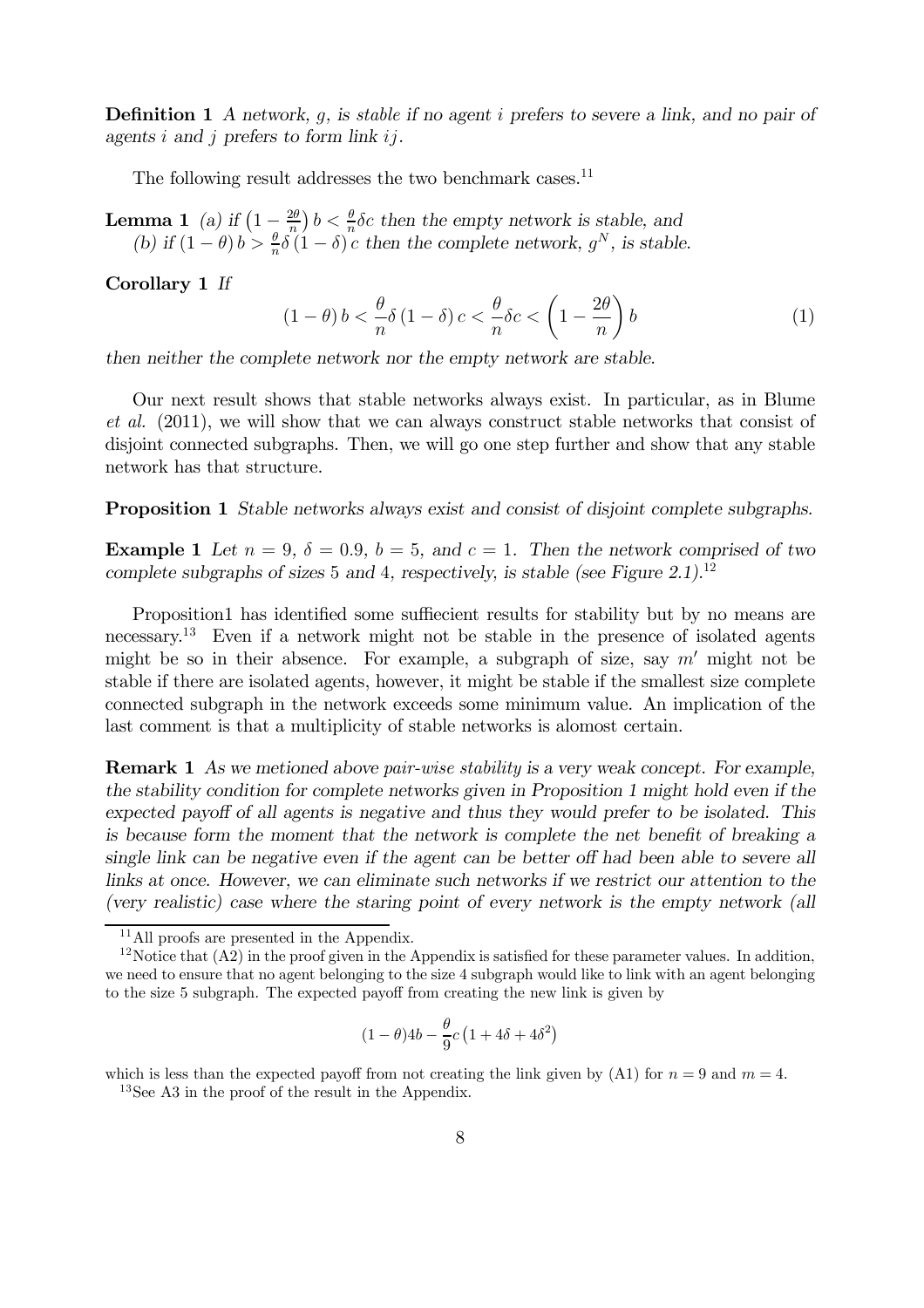**Definition 1** *A network, g, is stable if no agent i prefers to severe a link, and no pair of agents i and j prefers to form link ij.*

The following result addresses the two benchmark cases.[11]

**Lemma 1** *(a) if $\left(1-\frac{2\theta}{n}\right)b<\frac{\theta}{n}\delta c$ then the empty network is stable, and*
*(b) if $(1-\theta)b>\frac{\theta}{n}\delta(1-\delta)c$ then the complete network, $g^N$, is stable.*

**Corollary 1** *If*

$$(1-\theta)b<\frac{\theta}{n}\delta(1-\delta)c<\frac{\theta}{n}\delta c<\left(1-\frac{2\theta}{n}\right)b \tag{1}$$

*then neither the complete network nor the empty network are stable.*

Our next result shows that stable networks always exist. In particular, as in Blume *et al.* (2011), we will show that we can always construct stable networks that consist of disjoint connected subgraphs. Then, we will go one step further and show that any stable network has that structure.

**Proposition 1** *Stable networks always exist and consist of disjoint complete subgraphs.*

**Example 1** *Let $n=9$, $\delta=0.9$, $b=5$, and $c=1$. Then the network comprised of two complete subgraphs of sizes 5 and 4, respectively, is stable (see Figure 2.1).*[12]

Proposition1 has identified some suffiecient results for stability but by no means are necessary.[13] Even if a network might not be stable in the presence of isolated agents might be so in their absence. For example, a subgraph of size, say $m'$ might not be stable if there are isolated agents, however, it might be stable if the smallest size complete connected subgraph in the network exceeds some minimum value. An implication of the last comment is that a multiplicity of stable networks is alomost certain.

**Remark 1** *As we metioned above pair-wise stability is a very weak concept. For example, the stability condition for complete networks given in Proposition 1 might hold even if the expected payoff of all agents is negative and thus they would prefer to be isolated. This is because form the moment that the network is complete the net benefit of breaking a single link can be negative even if the agent can be better off had been able to severe all links at once. However, we can eliminate such networks if we restrict our attention to the (very realistic) case where the staring point of every network is the empty network (all*

---

[11] All proofs are presented in the Appendix.

[12] Notice that (A2) in the proof given in the Appendix is satisfied for these parameter values. In addition, we need to ensure that no agent belonging to the size 4 subgraph would like to link with an agent belonging to the size 5 subgraph. The expected payoff from creating the new link is given by

$$(1-\theta)4b-\frac{\theta}{9}c\left(1+4\delta+4\delta^2\right)$$

which is less than the expected payoff from not creating the link given by (A1) for $n=9$ and $m=4$.

[13] See A3 in the proof of the result in the Appendix.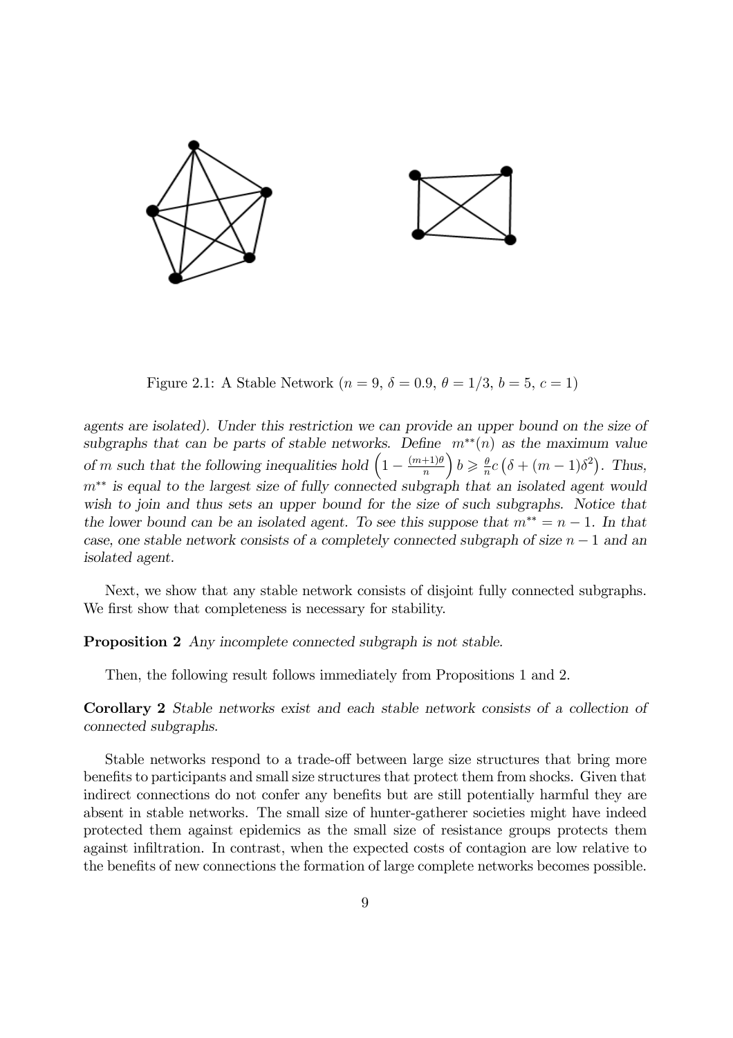Figure 2.1: A Stable Network ($n = 9$, $\delta = 0.9$, $\theta = 1/3$, $b = 5$, $c = 1$)

*agents are isolated). Under this restriction we can provide an upper bound on the size of subgraphs that can be parts of stable networks. Define $m^{**}(n)$ as the maximum value of $m$ such that the following inequalities hold $\left(1 - \frac{(m+1)\theta}{n}\right) b \geqslant \frac{\theta}{n} c \left(\delta + (m-1)\delta^2\right)$. Thus, $m^{**}$ is equal to the largest size of fully connected subgraph that an isolated agent would wish to join and thus sets an upper bound for the size of such subgraphs. Notice that the lower bound can be an isolated agent. To see this suppose that $m^{**} = n - 1$. In that case, one stable network consists of a completely connected subgraph of size $n - 1$ and an isolated agent.*

Next, we show that any stable network consists of disjoint fully connected subgraphs. We first show that completeness is necessary for stability.

**Proposition 2** *Any incomplete connected subgraph is not stable.*

Then, the following result follows immediately from Propositions 1 and 2.

**Corollary 2** *Stable networks exist and each stable network consists of a collection of connected subgraphs.*

Stable networks respond to a trade-off between large size structures that bring more benefits to participants and small size structures that protect them from shocks. Given that indirect connections do not confer any benefits but are still potentially harmful they are absent in stable networks. The small size of hunter-gatherer societies might have indeed protected them against epidemics as the small size of resistance groups protects them against infiltration. In contrast, when the expected costs of contagion are low relative to the benefits of new connections the formation of large complete networks becomes possible.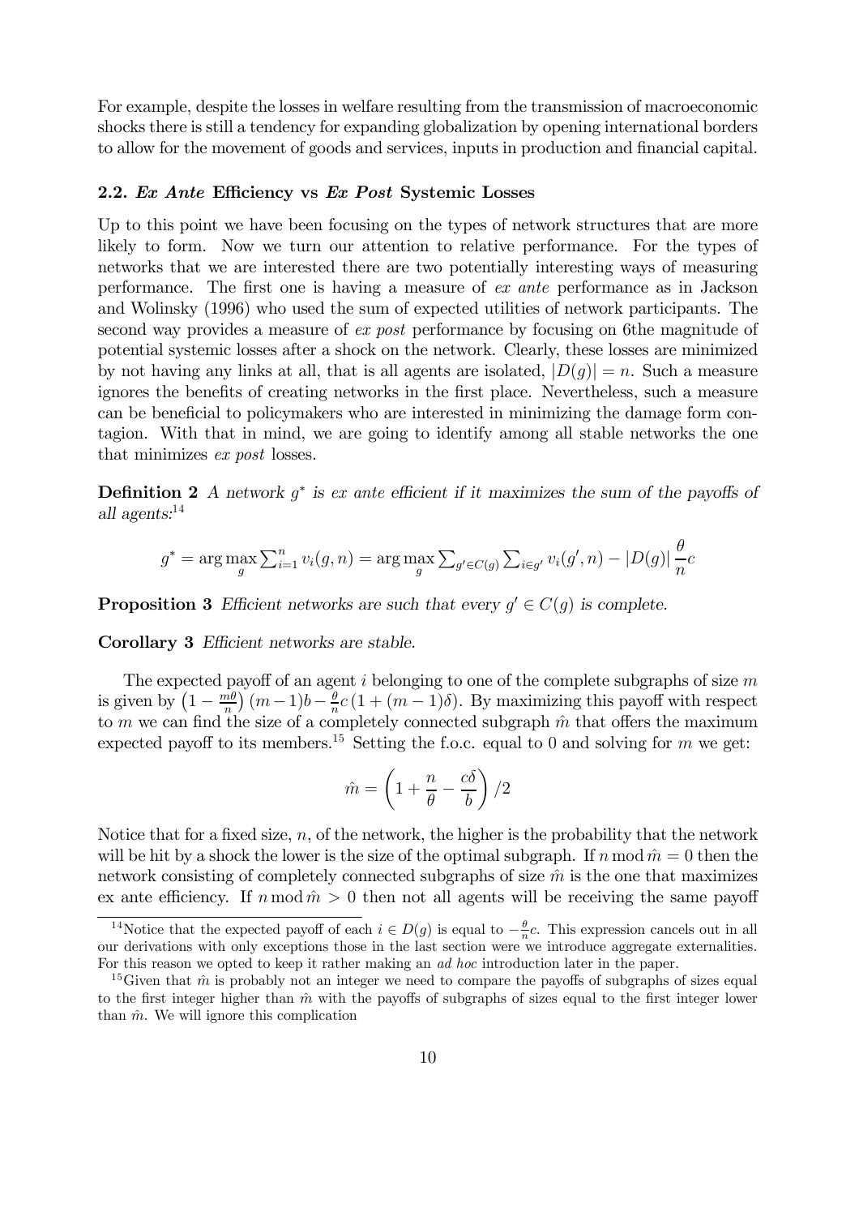For example, despite the losses in welfare resulting from the transmission of macroeconomic shocks there is still a tendency for expanding globalization by opening international borders to allow for the movement of goods and services, inputs in production and financial capital.

### 2.2. *Ex Ante* Efficiency vs *Ex Post* Systemic Losses

Up to this point we have been focusing on the types of network structures that are more likely to form. Now we turn our attention to relative performance. For the types of networks that we are interested there are two potentially interesting ways of measuring performance. The first one is having a measure of *ex ante* performance as in Jackson and Wolinsky (1996) who used the sum of expected utilities of network participants. The second way provides a measure of *ex post* performance by focusing on 6the magnitude of potential systemic losses after a shock on the network. Clearly, these losses are minimized by not having any links at all, that is all agents are isolated, $|D(g)| = n$. Such a measure ignores the benefits of creating networks in the first place. Nevertheless, such a measure can be beneficial to policymakers who are interested in minimizing the damage form contagion. With that in mind, we are going to identify among all stable networks the one that minimizes *ex post* losses.

**Definition 2** *A network $g^*$ is ex ante efficient if it maximizes the sum of the payoffs of all agents:*[14]

$$g^* = \arg\max_g \sum_{i=1}^n v_i(g,n) = \arg\max_g \sum_{g' \in C(g)} \sum_{i \in g'} v_i(g',n) - |D(g)| \frac{\theta}{n} c$$

**Proposition 3** *Efficient networks are such that every $g' \in C(g)$ is complete.*

**Corollary 3** *Efficient networks are stable.*

The expected payoff of an agent $i$ belonging to one of the complete subgraphs of size $m$ is given by $\left(1 - \frac{m\theta}{n}\right)(m-1)b - \frac{\theta}{n}c\left(1 + (m-1)\delta\right)$. By maximizing this payoff with respect to $m$ we can find the size of a completely connected subgraph $\hat{m}$ that offers the maximum expected payoff to its members.[15] Setting the f.o.c. equal to 0 and solving for $m$ we get:

$$\hat{m} = \left(1 + \frac{n}{\theta} - \frac{c\delta}{b}\right)/2$$

Notice that for a fixed size, $n$, of the network, the higher is the probability that the network will be hit by a shock the lower is the size of the optimal subgraph. If $n \bmod \hat{m} = 0$ then the network consisting of completely connected subgraphs of size $\hat{m}$ is the one that maximizes ex ante efficiency. If $n \bmod \hat{m} > 0$ then not all agents will be receiving the same payoff

---

[14] Notice that the expected payoff of each $i \in D(g)$ is equal to $-\frac{\theta}{n}c$. This expression cancels out in all our derivations with only exceptions those in the last section were we introduce aggregate externalities. For this reason we opted to keep it rather making an *ad hoc* introduction later in the paper.

[15] Given that $\hat{m}$ is probably not an integer we need to compare the payoffs of subgraphs of sizes equal to the first integer higher than $\hat{m}$ with the payoffs of subgraphs of sizes equal to the first integer lower than $\hat{m}$. We will ignore this complication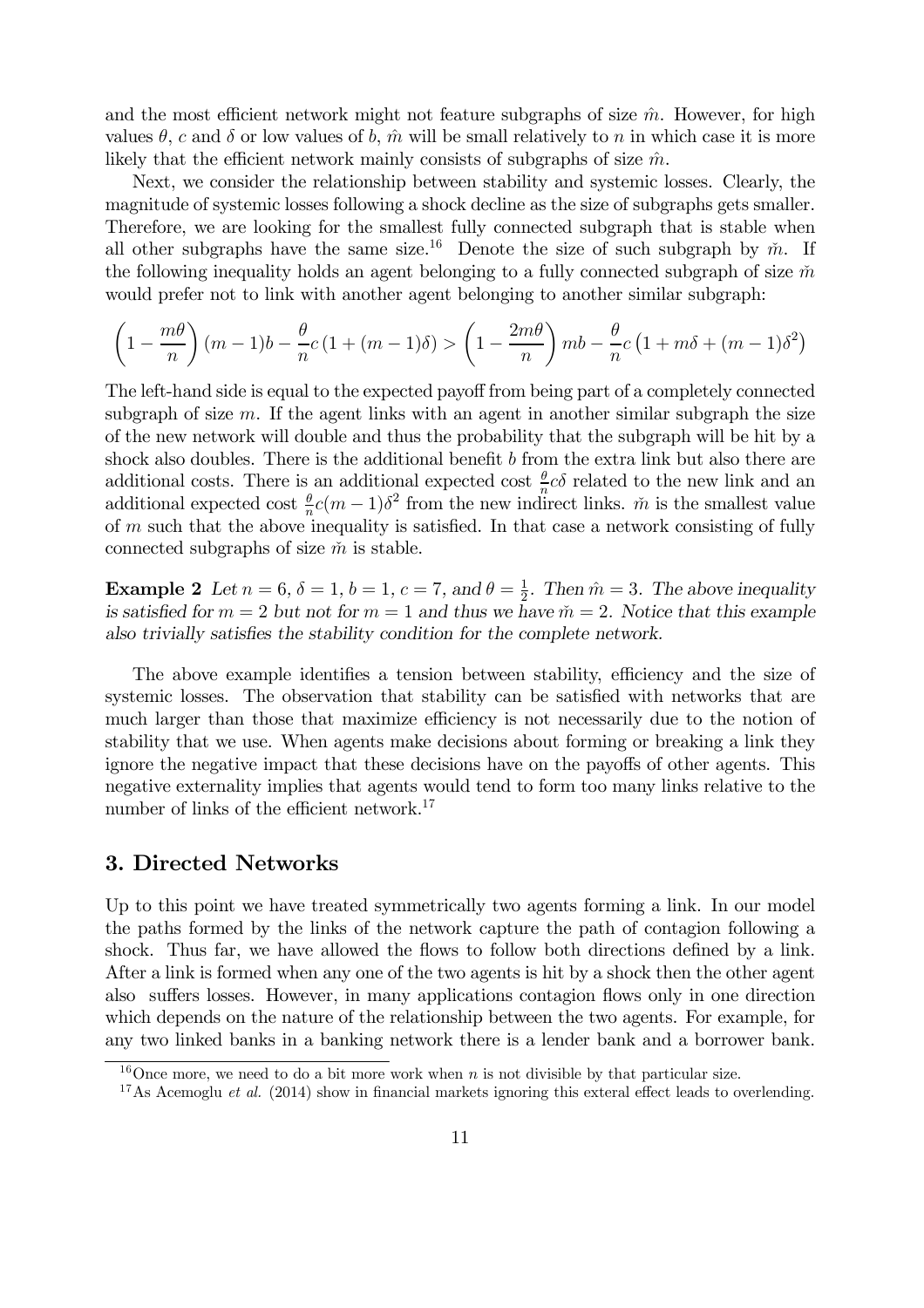and the most efficient network might not feature subgraphs of size $\hat{m}$. However, for high values $\theta$, $c$ and $\delta$ or low values of $b$, $\hat{m}$ will be small relatively to $n$ in which case it is more likely that the efficient network mainly consists of subgraphs of size $\hat{m}$.

Next, we consider the relationship between stability and systemic losses. Clearly, the magnitude of systemic losses following a shock decline as the size of subgraphs gets smaller. Therefore, we are looking for the smallest fully connected subgraph that is stable when all other subgraphs have the same size.[16] Denote the size of such subgraph by $\check{m}$. If the following inequality holds an agent belonging to a fully connected subgraph of size $\check{m}$ would prefer not to link with another agent belonging to another similar subgraph:

$$\left(1-\frac{m\theta}{n}\right)(m-1)b-\frac{\theta}{n}c\left(1+(m-1)\delta\right) > \left(1-\frac{2m\theta}{n}\right)mb-\frac{\theta}{n}c\left(1+m\delta+(m-1)\delta^{2}\right)$$

The left-hand side is equal to the expected payoff from being part of a completely connected subgraph of size $m$. If the agent links with an agent in another similar subgraph the size of the new network will double and thus the probability that the subgraph will be hit by a shock also doubles. There is the additional benefit $b$ from the extra link but also there are additional costs. There is an additional expected cost $\frac{\theta}{n}c\delta$ related to the new link and an additional expected cost $\frac{\theta}{n}c(m-1)\delta^{2}$ from the new indirect links. $\check{m}$ is the smallest value of $m$ such that the above inequality is satisfied. In that case a network consisting of fully connected subgraphs of size $\check{m}$ is stable.

**Example 2** *Let $n=6$, $\delta=1$, $b=1$, $c=7$, and $\theta=\frac{1}{2}$. Then $\hat{m}=3$. The above inequality is satisfied for $m=2$ but not for $m=1$ and thus we have $\check{m}=2$. Notice that this example also trivially satisfies the stability condition for the complete network.*

The above example identifies a tension between stability, efficiency and the size of systemic losses. The observation that stability can be satisfied with networks that are much larger than those that maximize efficiency is not necessarily due to the notion of stability that we use. When agents make decisions about forming or breaking a link they ignore the negative impact that these decisions have on the payoffs of other agents. This negative externality implies that agents would tend to form too many links relative to the number of links of the efficient network.[17]

## 3. Directed Networks

Up to this point we have treated symmetrically two agents forming a link. In our model the paths formed by the links of the network capture the path of contagion following a shock. Thus far, we have allowed the flows to follow both directions defined by a link. After a link is formed when any one of the two agents is hit by a shock then the other agent also suffers losses. However, in many applications contagion flows only in one direction which depends on the nature of the relationship between the two agents. For example, for any two linked banks in a banking network there is a lender bank and a borrower bank.

[16] Once more, we need to do a bit more work when $n$ is not divisible by that particular size.

[17] As Acemoglu *et al.* (2014) show in financial markets ignoring this exteral effect leads to overlending.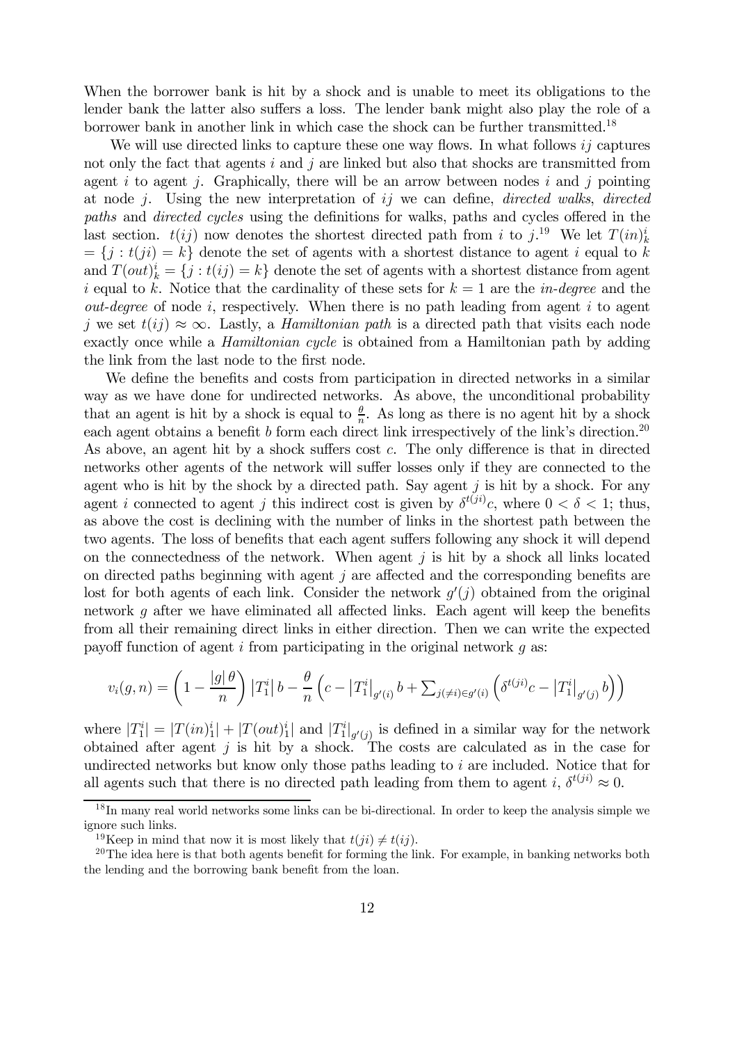When the borrower bank is hit by a shock and is unable to meet its obligations to the lender bank the latter also suffers a loss. The lender bank might also play the role of a borrower bank in another link in which case the shock can be further transmitted.[18]

We will use directed links to capture these one way flows. In what follows $ij$ captures not only the fact that agents $i$ and $j$ are linked but also that shocks are transmitted from agent $i$ to agent $j$. Graphically, there will be an arrow between nodes $i$ and $j$ pointing at node $j$. Using the new interpretation of $ij$ we can define, *directed walks*, *directed paths* and *directed cycles* using the definitions for walks, paths and cycles offered in the last section. $t(ij)$ now denotes the shortest directed path from $i$ to $j$.[19] We let $T(in)^i_k = \{j : t(ji) = k\}$ denote the set of agents with a shortest distance to agent $i$ equal to $k$ and $T(out)^i_k = \{j : t(ij) = k\}$ denote the set of agents with a shortest distance from agent $i$ equal to $k$. Notice that the cardinality of these sets for $k = 1$ are the *in-degree* and the *out-degree* of node $i$, respectively. When there is no path leading from agent $i$ to agent $j$ we set $t(ij) \approx \infty$. Lastly, a *Hamiltonian path* is a directed path that visits each node exactly once while a *Hamiltonian cycle* is obtained from a Hamiltonian path by adding the link from the last node to the first node.

We define the benefits and costs from participation in directed networks in a similar way as we have done for undirected networks. As above, the unconditional probability that an agent is hit by a shock is equal to $\frac{\theta}{n}$. As long as there is no agent hit by a shock each agent obtains a benefit $b$ form each direct link irrespectively of the link's direction.[20] As above, an agent hit by a shock suffers cost $c$. The only difference is that in directed networks other agents of the network will suffer losses only if they are connected to the agent who is hit by the shock by a directed path. Say agent $j$ is hit by a shock. For any agent $i$ connected to agent $j$ this indirect cost is given by $\delta^{t(ji)}c$, where $0 < \delta < 1$; thus, as above the cost is declining with the number of links in the shortest path between the two agents. The loss of benefits that each agent suffers following any shock it will depend on the connectedness of the network. When agent $j$ is hit by a shock all links located on directed paths beginning with agent $j$ are affected and the corresponding benefits are lost for both agents of each link. Consider the network $g'(j)$ obtained from the original network $g$ after we have eliminated all affected links. Each agent will keep the benefits from all their remaining direct links in either direction. Then we can write the expected payoff function of agent $i$ from participating in the original network $g$ as:

$$v_i(g, n) = \left(1 - \frac{|g|\,\theta}{n}\right)\left|T_1^i\right| b - \frac{\theta}{n}\left(c - \left|T_1^i\right|_{g'(i)} b + \textstyle\sum_{j(\neq i)\in g'(i)} \left(\delta^{t(ji)}c - \left|T_1^i\right|_{g'(j)} b\right)\right)$$

where $|T_1^i| = |T(in)_1^i| + |T(out)_1^i|$ and $|T_1^i|_{g'(j)}$ is defined in a similar way for the network obtained after agent $j$ is hit by a shock. The costs are calculated as in the case for undirected networks but know only those paths leading to $i$ are included. Notice that for all agents such that there is no directed path leading from them to agent $i$, $\delta^{t(ji)} \approx 0$.

[18] In many real world networks some links can be bi-directional. In order to keep the analysis simple we ignore such links.

[19] Keep in mind that now it is most likely that $t(ji) \neq t(ij)$.

[20] The idea here is that both agents benefit for forming the link. For example, in banking networks both the lending and the borrowing bank benefit from the loan.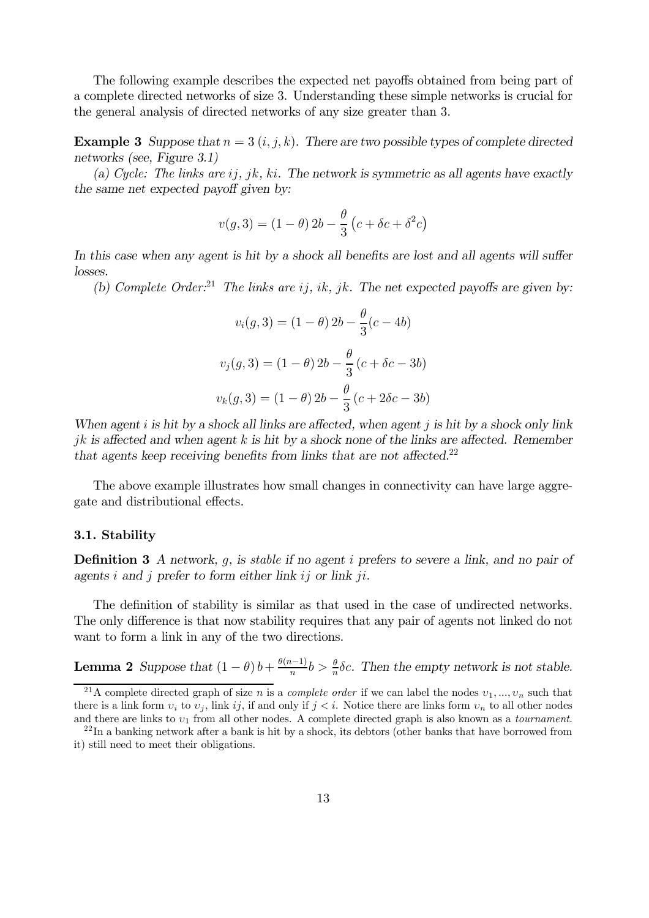The following example describes the expected net payoffs obtained from being part of a complete directed networks of size 3. Understanding these simple networks is crucial for the general analysis of directed networks of any size greater than 3.

**Example 3** *Suppose that $n = 3$ $(i, j, k)$. There are two possible types of complete directed networks (see, Figure 3.1)*

*(a) Cycle: The links are $ij$, $jk$, $ki$. The network is symmetric as all agents have exactly the same net expected payoff given by:*

$$v(g, 3) = (1 - \theta)\, 2b - \frac{\theta}{3}\left(c + \delta c + \delta^2 c\right)$$

*In this case when any agent is hit by a shock all benefits are lost and all agents will suffer losses.*

*(b) Complete Order:*[21] *The links are $ij$, $ik$, $jk$. The net expected payoffs are given by:*

$$v_i(g, 3) = (1 - \theta)\, 2b - \frac{\theta}{3}(c - 4b)$$

$$v_j(g, 3) = (1 - \theta)\, 2b - \frac{\theta}{3}\left(c + \delta c - 3b\right)$$

$$v_k(g, 3) = (1 - \theta)\, 2b - \frac{\theta}{3}\left(c + 2\delta c - 3b\right)$$

*When agent $i$ is hit by a shock all links are affected, when agent $j$ is hit by a shock only link $jk$ is affected and when agent $k$ is hit by a shock none of the links are affected. Remember that agents keep receiving benefits from links that are not affected.*[22]

The above example illustrates how small changes in connectivity can have large aggregate and distributional effects.

### 3.1. Stability

**Definition 3** *A network, $g$, is stable if no agent $i$ prefers to severe a link, and no pair of agents $i$ and $j$ prefer to form either link $ij$ or link $ji$.*

The definition of stability is similar as that used in the case of undirected networks. The only difference is that now stability requires that any pair of agents not linked do not want to form a link in any of the two directions.

**Lemma 2** *Suppose that $(1 - \theta)\, b + \frac{\theta(n-1)}{n} b > \frac{\theta}{n}\delta c$. Then the empty network is not stable.*

[21] A complete directed graph of size $n$ is a *complete order* if we can label the nodes $v_1, ..., v_n$ such that there is a link form $v_i$ to $v_j$, link $ij$, if and only if $j < i$. Notice there are links form $v_n$ to all other nodes and there are links to $v_1$ from all other nodes. A complete directed graph is also known as a *tournament*.

[22] In a banking network after a bank is hit by a shock, its debtors (other banks that have borrowed from it) still need to meet their obligations.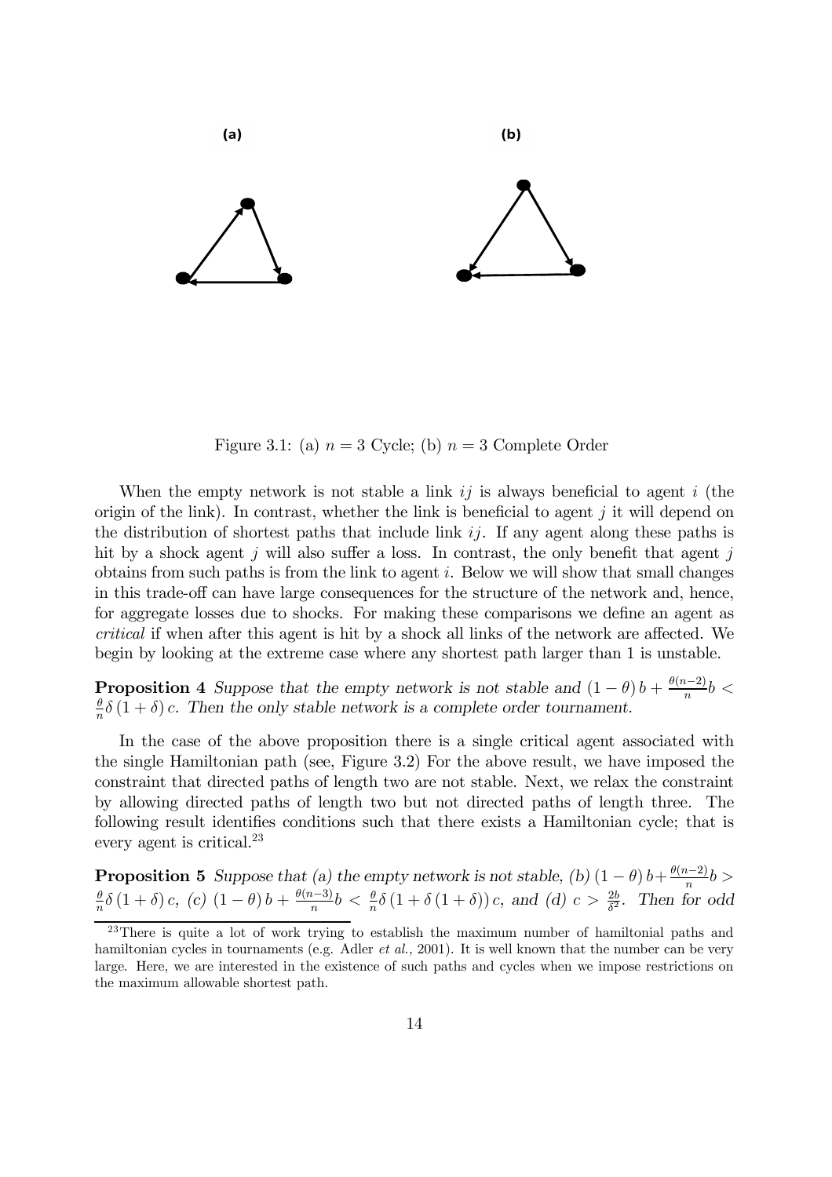Figure 3.1: (a) $n = 3$ Cycle; (b) $n = 3$ Complete Order

When the empty network is not stable a link $ij$ is always beneficial to agent $i$ (the origin of the link). In contrast, whether the link is beneficial to agent $j$ it will depend on the distribution of shortest paths that include link $ij$. If any agent along these paths is hit by a shock agent $j$ will also suffer a loss. In contrast, the only benefit that agent $j$ obtains from such paths is from the link to agent $i$. Below we will show that small changes in this trade-off can have large consequences for the structure of the network and, hence, for aggregate losses due to shocks. For making these comparisons we define an agent as *critical* if when after this agent is hit by a shock all links of the network are affected. We begin by looking at the extreme case where any shortest path larger than 1 is unstable.

**Proposition 4** *Suppose that the empty network is not stable and $(1-\theta)b + \frac{\theta(n-2)}{n}b < \frac{\theta}{n}\delta(1+\delta)c$. Then the only stable network is a complete order tournament.*

In the case of the above proposition there is a single critical agent associated with the single Hamiltonian path (see, Figure 3.2) For the above result, we have imposed the constraint that directed paths of length two are not stable. Next, we relax the constraint by allowing directed paths of length two but not directed paths of length three. The following result identifies conditions such that there exists a Hamiltonian cycle; that is every agent is critical.[23]

**Proposition 5** *Suppose that (a) the empty network is not stable, (b) $(1-\theta)b + \frac{\theta(n-2)}{n}b > \frac{\theta}{n}\delta(1+\delta)c$, (c) $(1-\theta)b + \frac{\theta(n-3)}{n}b < \frac{\theta}{n}\delta(1+\delta(1+\delta))c$, and (d) $c > \frac{2b}{\delta^2}$. Then for odd*

[23] There is quite a lot of work trying to establish the maximum number of hamiltonial paths and hamiltonian cycles in tournaments (e.g. Adler *et al.*, 2001). It is well known that the number can be very large. Here, we are interested in the existence of such paths and cycles when we impose restrictions on the maximum allowable shortest path.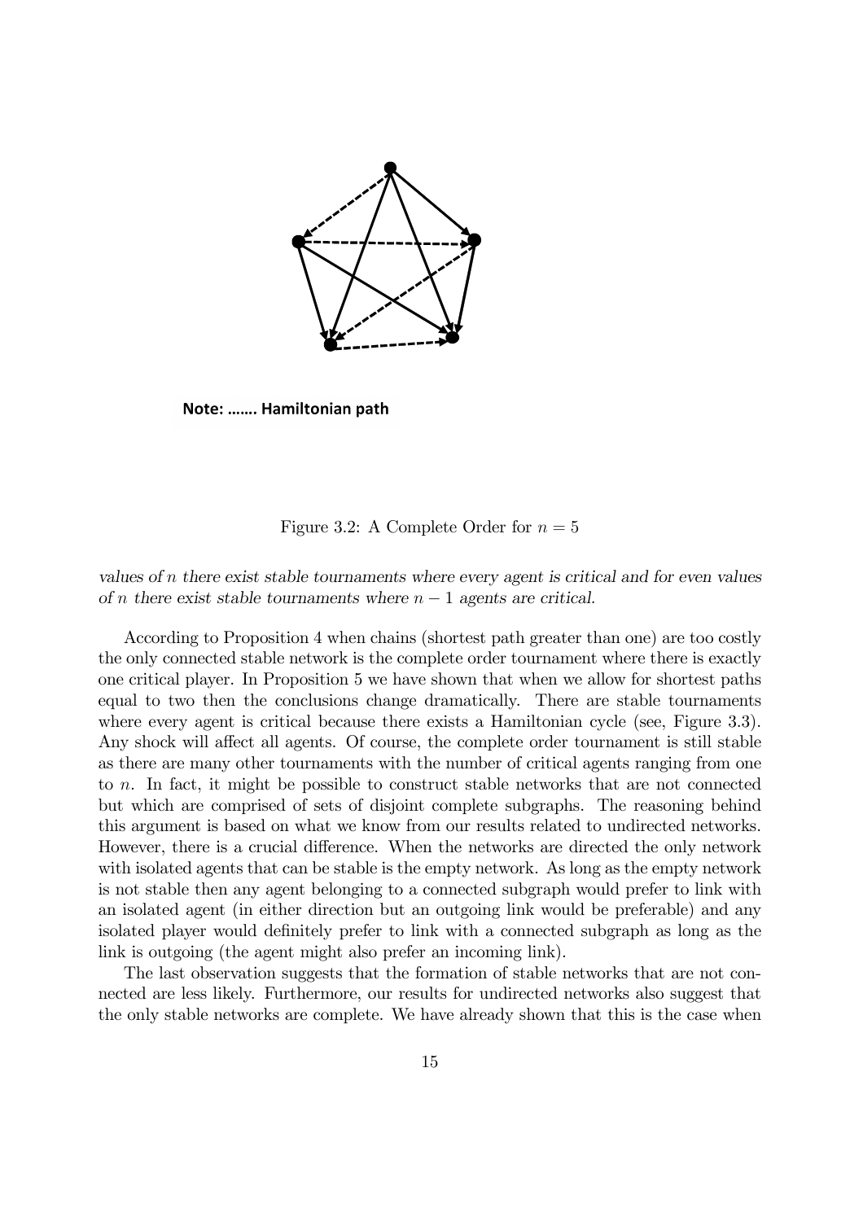Note: ……. Hamiltonian path

Figure 3.2: A Complete Order for $n = 5$

*values of $n$ there exist stable tournaments where every agent is critical and for even values of $n$ there exist stable tournaments where $n-1$ agents are critical.*

According to Proposition 4 when chains (shortest path greater than one) are too costly the only connected stable network is the complete order tournament where there is exactly one critical player. In Proposition 5 we have shown that when we allow for shortest paths equal to two then the conclusions change dramatically. There are stable tournaments where every agent is critical because there exists a Hamiltonian cycle (see, Figure 3.3). Any shock will affect all agents. Of course, the complete order tournament is still stable as there are many other tournaments with the number of critical agents ranging from one to $n$. In fact, it might be possible to construct stable networks that are not connected but which are comprised of sets of disjoint complete subgraphs. The reasoning behind this argument is based on what we know from our results related to undirected networks. However, there is a crucial difference. When the networks are directed the only network with isolated agents that can be stable is the empty network. As long as the empty network is not stable then any agent belonging to a connected subgraph would prefer to link with an isolated agent (in either direction but an outgoing link would be preferable) and any isolated player would definitely prefer to link with a connected subgraph as long as the link is outgoing (the agent might also prefer an incoming link).

The last observation suggests that the formation of stable networks that are not connected are less likely. Furthermore, our results for undirected networks also suggest that the only stable networks are complete. We have already shown that this is the case when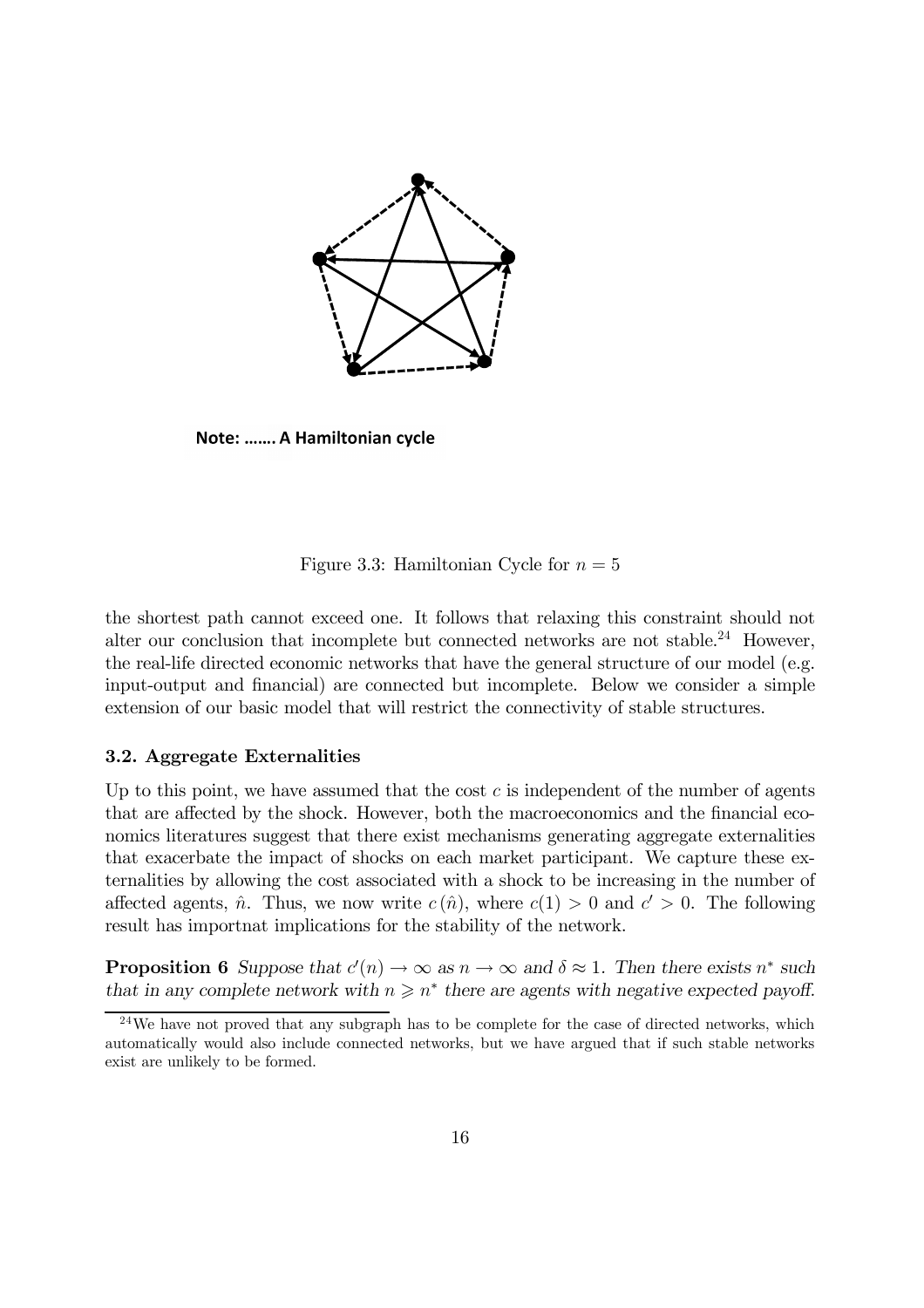Note: ……. A Hamiltonian cycle

Figure 3.3: Hamiltonian Cycle for $n = 5$

the shortest path cannot exceed one. It follows that relaxing this constraint should not alter our conclusion that incomplete but connected networks are not stable.[24] However, the real-life directed economic networks that have the general structure of our model (e.g. input-output and financial) are connected but incomplete. Below we consider a simple extension of our basic model that will restrict the connectivity of stable structures.

### 3.2. Aggregate Externalities

Up to this point, we have assumed that the cost $c$ is independent of the number of agents that are affected by the shock. However, both the macroeconomics and the financial economics literatures suggest that there exist mechanisms generating aggregate externalities that exacerbate the impact of shocks on each market participant. We capture these externalities by allowing the cost associated with a shock to be increasing in the number of affected agents, $\hat{n}$. Thus, we now write $c(\hat{n})$, where $c(1) > 0$ and $c' > 0$. The following result has importnat implications for the stability of the network.

**Proposition 6** *Suppose that $c'(n) \to \infty$ as $n \to \infty$ and $\delta \approx 1$. Then there exists $n^*$ such that in any complete network with $n \geqslant n^*$ there are agents with negative expected payoff.*

[24] We have not proved that any subgraph has to be complete for the case of directed networks, which automatically would also include connected networks, but we have argued that if such stable networks exist are unlikely to be formed.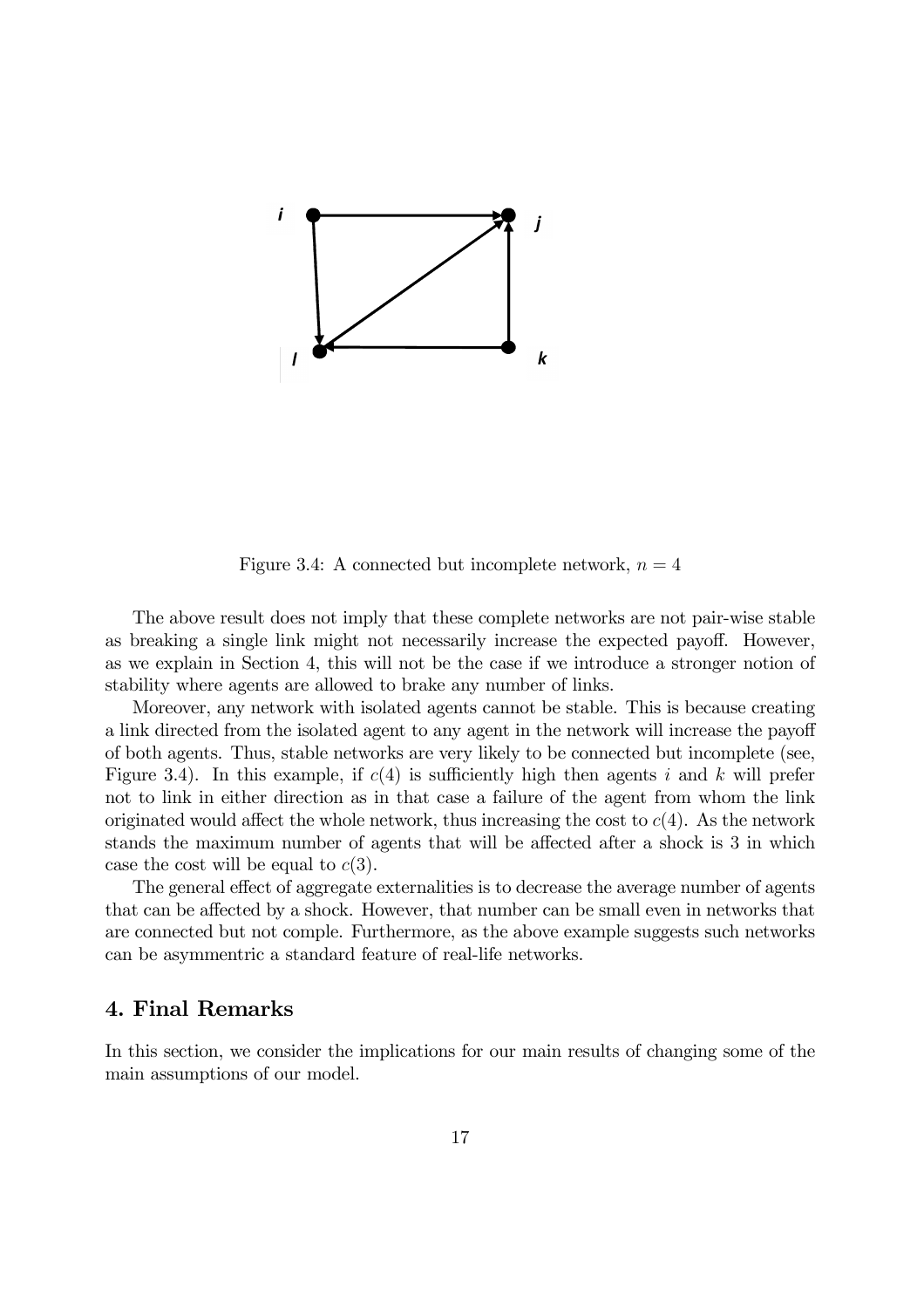Figure 3.4: A connected but incomplete network, $n = 4$

The above result does not imply that these complete networks are not pair-wise stable as breaking a single link might not necessarily increase the expected payoff. However, as we explain in Section 4, this will not be the case if we introduce a stronger notion of stability where agents are allowed to brake any number of links.

Moreover, any network with isolated agents cannot be stable. This is because creating a link directed from the isolated agent to any agent in the network will increase the payoff of both agents. Thus, stable networks are very likely to be connected but incomplete (see, Figure 3.4). In this example, if $c(4)$ is sufficiently high then agents $i$ and $k$ will prefer not to link in either direction as in that case a failure of the agent from whom the link originated would affect the whole network, thus increasing the cost to $c(4)$. As the network stands the maximum number of agents that will be affected after a shock is 3 in which case the cost will be equal to $c(3)$.

The general effect of aggregate externalities is to decrease the average number of agents that can be affected by a shock. However, that number can be small even in networks that are connected but not comple. Furthermore, as the above example suggests such networks can be asymmentric a standard feature of real-life networks.

## 4. Final Remarks

In this section, we consider the implications for our main results of changing some of the main assumptions of our model.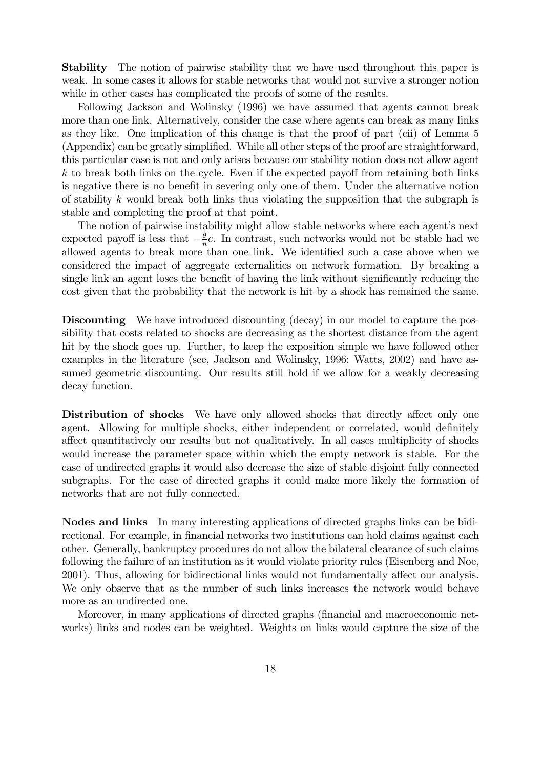**Stability** The notion of pairwise stability that we have used throughout this paper is weak. In some cases it allows for stable networks that would not survive a stronger notion while in other cases has complicated the proofs of some of the results.

Following Jackson and Wolinsky (1996) we have assumed that agents cannot break more than one link. Alternatively, consider the case where agents can break as many links as they like. One implication of this change is that the proof of part (cii) of Lemma 5 (Appendix) can be greatly simplified. While all other steps of the proof are straightforward, this particular case is not and only arises because our stability notion does not allow agent $k$ to break both links on the cycle. Even if the expected payoff from retaining both links is negative there is no benefit in severing only one of them. Under the alternative notion of stability $k$ would break both links thus violating the supposition that the subgraph is stable and completing the proof at that point.

The notion of pairwise instability might allow stable networks where each agent's next expected payoff is less that $-\frac{\theta}{n}c$. In contrast, such networks would not be stable had we allowed agents to break more than one link. We identified such a case above when we considered the impact of aggregate externalities on network formation. By breaking a single link an agent loses the benefit of having the link without significantly reducing the cost given that the probability that the network is hit by a shock has remained the same.

**Discounting** We have introduced discounting (decay) in our model to capture the possibility that costs related to shocks are decreasing as the shortest distance from the agent hit by the shock goes up. Further, to keep the exposition simple we have followed other examples in the literature (see, Jackson and Wolinsky, 1996; Watts, 2002) and have assumed geometric discounting. Our results still hold if we allow for a weakly decreasing decay function.

**Distribution of shocks** We have only allowed shocks that directly affect only one agent. Allowing for multiple shocks, either independent or correlated, would definitely affect quantitatively our results but not qualitatively. In all cases multiplicity of shocks would increase the parameter space within which the empty network is stable. For the case of undirected graphs it would also decrease the size of stable disjoint fully connected subgraphs. For the case of directed graphs it could make more likely the formation of networks that are not fully connected.

**Nodes and links** In many interesting applications of directed graphs links can be bidirectional. For example, in financial networks two institutions can hold claims against each other. Generally, bankruptcy procedures do not allow the bilateral clearance of such claims following the failure of an institution as it would violate priority rules (Eisenberg and Noe, 2001). Thus, allowing for bidirectional links would not fundamentally affect our analysis. We only observe that as the number of such links increases the network would behave more as an undirected one.

Moreover, in many applications of directed graphs (financial and macroeconomic networks) links and nodes can be weighted. Weights on links would capture the size of the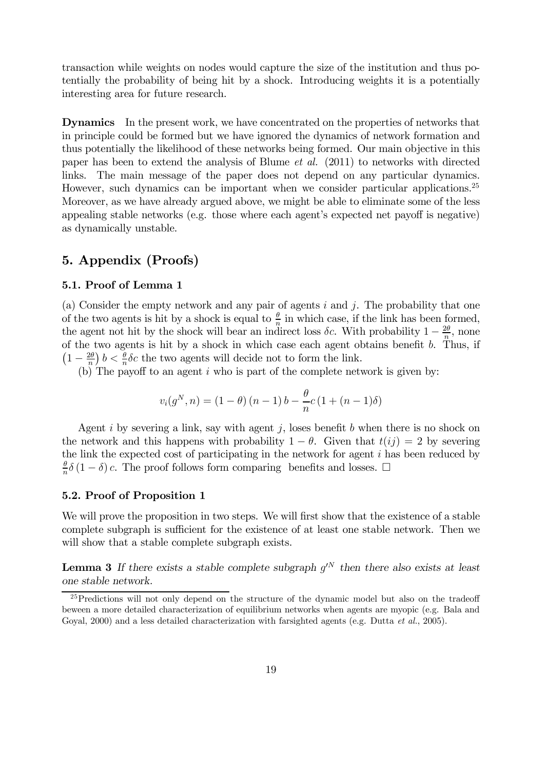transaction while weights on nodes would capture the size of the institution and thus potentially the probability of being hit by a shock. Introducing weights it is a potentially interesting area for future research.

**Dynamics** In the present work, we have concentrated on the properties of networks that in principle could be formed but we have ignored the dynamics of network formation and thus potentially the likelihood of these networks being formed. Our main objective in this paper has been to extend the analysis of Blume *et al.* (2011) to networks with directed links. The main message of the paper does not depend on any particular dynamics. However, such dynamics can be important when we consider particular applications.[25] Moreover, as we have already argued above, we might be able to eliminate some of the less appealing stable networks (e.g. those where each agent's expected net payoff is negative) as dynamically unstable.

## 5. Appendix (Proofs)

### 5.1. Proof of Lemma 1

(a) Consider the empty network and any pair of agents $i$ and $j$. The probability that one of the two agents is hit by a shock is equal to $\frac{\theta}{n}$ in which case, if the link has been formed, the agent not hit by the shock will bear an indirect loss $\delta c$. With probability $1 - \frac{2\theta}{n}$, none of the two agents is hit by a shock in which case each agent obtains benefit $b$. Thus, if $\left(1 - \frac{2\theta}{n}\right) b < \frac{\theta}{n}\delta c$ the two agents will decide not to form the link.

(b) The payoff to an agent $i$ who is part of the complete network is given by:

$$v_i(g^N, n) = (1 - \theta)(n - 1)b - \frac{\theta}{n}c(1 + (n - 1)\delta)$$

Agent $i$ by severing a link, say with agent $j$, loses benefit $b$ when there is no shock on the network and this happens with probability $1 - \theta$. Given that $t(ij) = 2$ by severing the link the expected cost of participating in the network for agent $i$ has been reduced by $\frac{\theta}{n}\delta(1 - \delta)c$. The proof follows form comparing benefits and losses. $\square$

### 5.2. Proof of Proposition 1

We will prove the proposition in two steps. We will first show that the existence of a stable complete subgraph is sufficient for the existence of at least one stable network. Then we will show that a stable complete subgraph exists.

**Lemma 3** *If there exists a stable complete subgraph $g'^N$ then there also exists at least one stable network.*

[25] Predictions will not only depend on the structure of the dynamic model but also on the tradeoff beween a more detailed characterization of equilibrium networks when agents are myopic (e.g. Bala and Goyal, 2000) and a less detailed characterization with farsighted agents (e.g. Dutta *et al.*, 2005).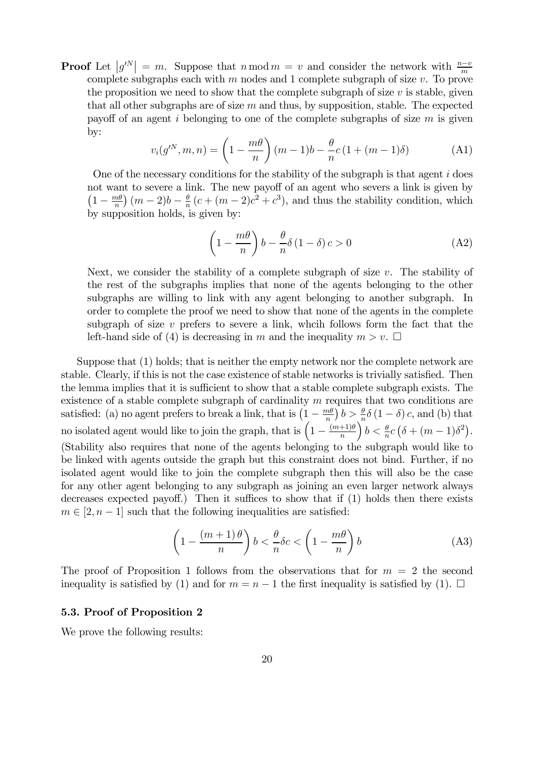**Proof** Let $\left|g'^N\right| = m$. Suppose that $n \bmod m = v$ and consider the network with $\frac{n-v}{m}$ complete subgraphs each with $m$ nodes and 1 complete subgraph of size $v$. To prove the proposition we need to show that the complete subgraph of size $v$ is stable, given that all other subgraphs are of size $m$ and thus, by supposition, stable. The expected payoff of an agent $i$ belonging to one of the complete subgraphs of size $m$ is given by:

$$v_i(g'^N, m, n) = \left(1 - \frac{m\theta}{n}\right)(m-1)b - \frac{\theta}{n}c\left(1 + (m-1)\delta\right) \tag{A1}$$

One of the necessary conditions for the stability of the subgraph is that agent $i$ does not want to severe a link. The new payoff of an agent who severs a link is given by $\left(1 - \frac{m\theta}{n}\right)(m-2)b - \frac{\theta}{n}\left(c + (m-2)c^2 + c^3\right)$, and thus the stability condition, which by supposition holds, is given by:

$$\left(1 - \frac{m\theta}{n}\right)b - \frac{\theta}{n}\delta\left(1-\delta\right)c > 0 \tag{A2}$$

Next, we consider the stability of a complete subgraph of size $v$. The stability of the rest of the subgraphs implies that none of the agents belonging to the other subgraphs are willing to link with any agent belonging to another subgraph. In order to complete the proof we need to show that none of the agents in the complete subgraph of size $v$ prefers to severe a link, whcih follows form the fact that the left-hand side of (4) is decreasing in $m$ and the inequality $m > v$. □

Suppose that (1) holds; that is neither the empty network nor the complete network are stable. Clearly, if this is not the case existence of stable networks is trivially satisfied. Then the lemma implies that it is sufficient to show that a stable complete subgraph exists. The existence of a stable complete subgraph of cardinality $m$ requires that two conditions are satisfied: (a) no agent prefers to break a link, that is $\left(1 - \frac{m\theta}{n}\right)b > \frac{\theta}{n}\delta\left(1-\delta\right)c$, and (b) that no isolated agent would like to join the graph, that is $\left(1 - \frac{(m+1)\theta}{n}\right)b < \frac{\theta}{n}c\left(\delta + (m-1)\delta^2\right)$. (Stability also requires that none of the agents belonging to the subgraph would like to be linked with agents outside the graph but this constraint does not bind. Further, if no isolated agent would like to join the complete subgraph then this will also be the case for any other agent belonging to any subgraph as joining an even larger network always decreases expected payoff.) Then it suffices to show that if (1) holds then there exists $m \in [2, n-1]$ such that the following inequalities are satisfied:

$$\left(1 - \frac{(m+1)\theta}{n}\right)b < \frac{\theta}{n}\delta c < \left(1 - \frac{m\theta}{n}\right)b \tag{A3}$$

The proof of Proposition 1 follows from the observations that for $m = 2$ the second inequality is satisfied by (1) and for $m = n-1$ the first inequality is satisfied by (1). □

### 5.3. Proof of Proposition 2

We prove the following results: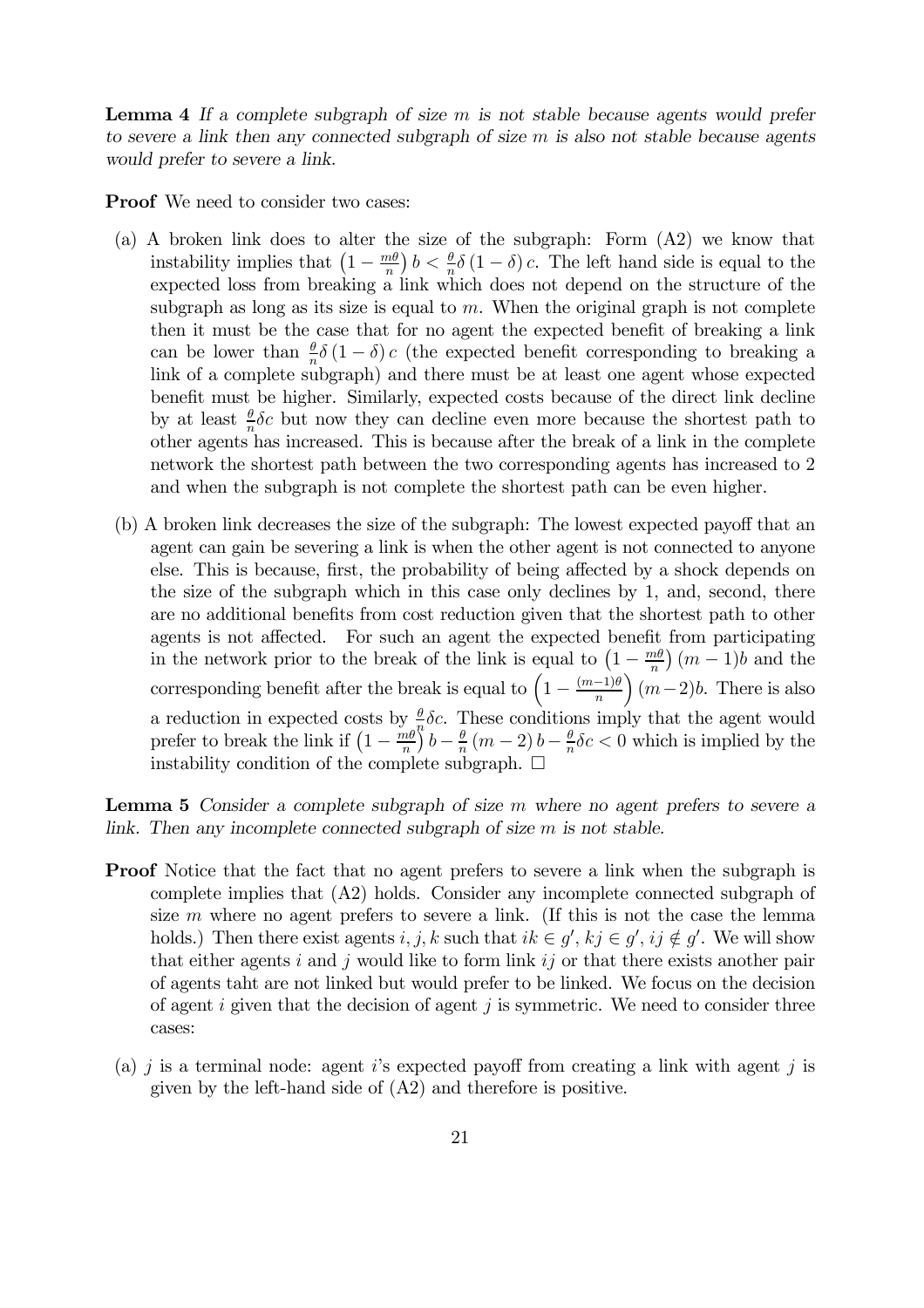**Lemma 4** *If a complete subgraph of size $m$ is not stable because agents would prefer to severe a link then any connected subgraph of size $m$ is also not stable because agents would prefer to severe a link.*

**Proof** We need to consider two cases:

(a) A broken link does to alter the size of the subgraph: Form (A2) we know that instability implies that $\left(1 - \frac{m\theta}{n}\right) b < \frac{\theta}{n}\delta(1-\delta)c$. The left hand side is equal to the expected loss from breaking a link which does not depend on the structure of the subgraph as long as its size is equal to $m$. When the original graph is not complete then it must be the case that for no agent the expected benefit of breaking a link can be lower than $\frac{\theta}{n}\delta(1-\delta)c$ (the expected benefit corresponding to breaking a link of a complete subgraph) and there must be at least one agent whose expected benefit must be higher. Similarly, expected costs because of the direct link decline by at least $\frac{\theta}{n}\delta c$ but now they can decline even more because the shortest path to other agents has increased. This is because after the break of a link in the complete network the shortest path between the two corresponding agents has increased to 2 and when the subgraph is not complete the shortest path can be even higher.

(b) A broken link decreases the size of the subgraph: The lowest expected payoff that an agent can gain be severing a link is when the other agent is not connected to anyone else. This is because, first, the probability of being affected by a shock depends on the size of the subgraph which in this case only declines by 1, and, second, there are no additional benefits from cost reduction given that the shortest path to other agents is not affected. For such an agent the expected benefit from participating in the network prior to the break of the link is equal to $\left(1 - \frac{m\theta}{n}\right)(m-1)b$ and the corresponding benefit after the break is equal to $\left(1 - \frac{(m-1)\theta}{n}\right)(m-2)b$. There is also a reduction in expected costs by $\frac{\theta}{n}\delta c$. These conditions imply that the agent would prefer to break the link if $\left(1 - \frac{m\theta}{n}\right)b - \frac{\theta}{n}(m-2)b - \frac{\theta}{n}\delta c < 0$ which is implied by the instability condition of the complete subgraph. $\square$

**Lemma 5** *Consider a complete subgraph of size $m$ where no agent prefers to severe a link. Then any incomplete connected subgraph of size $m$ is not stable.*

**Proof** Notice that the fact that no agent prefers to severe a link when the subgraph is complete implies that (A2) holds. Consider any incomplete connected subgraph of size $m$ where no agent prefers to severe a link. (If this is not the case the lemma holds.) Then there exist agents $i, j, k$ such that $ik \in g'$, $kj \in g'$, $ij \notin g'$. We will show that either agents $i$ and $j$ would like to form link $ij$ or that there exists another pair of agents taht are not linked but would prefer to be linked. We focus on the decision of agent $i$ given that the decision of agent $j$ is symmetric. We need to consider three cases:

(a) $j$ is a terminal node: agent $i$'s expected payoff from creating a link with agent $j$ is given by the left-hand side of (A2) and therefore is positive.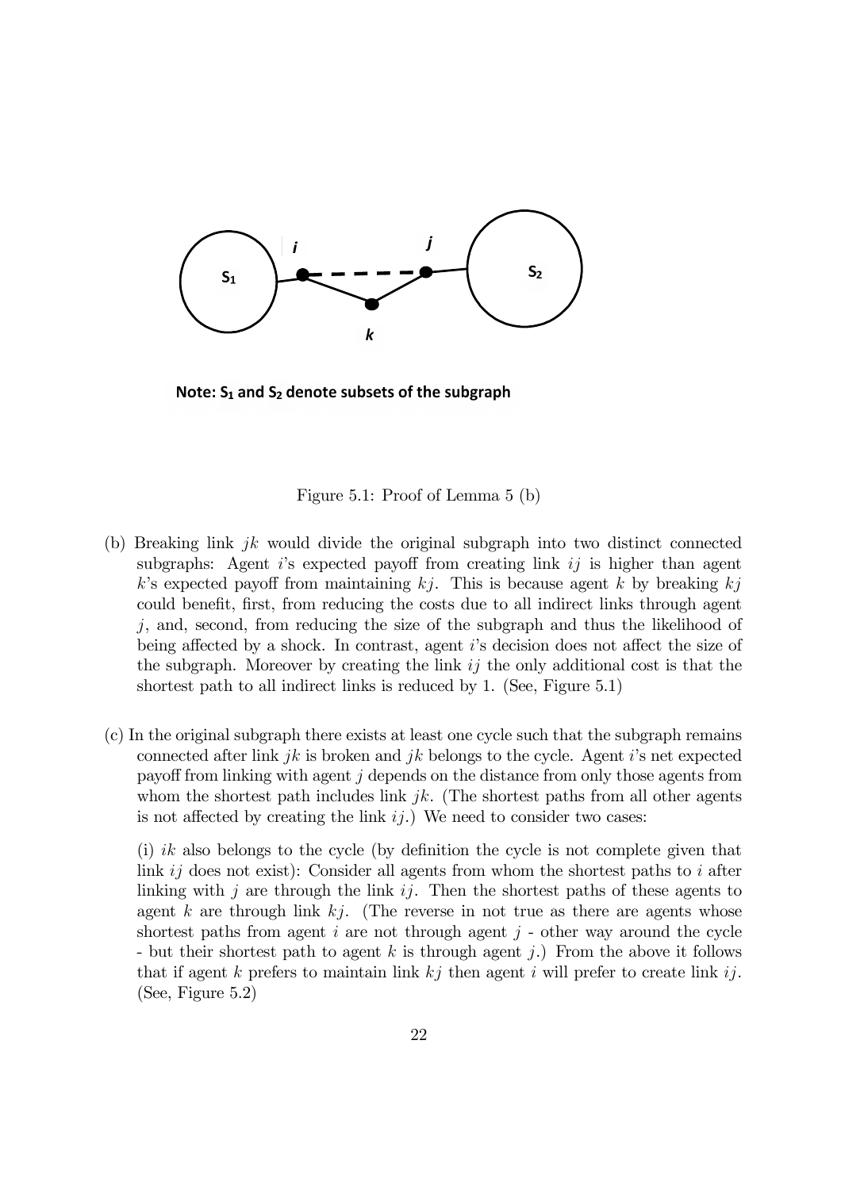Note: $S_1$ and $S_2$ denote subsets of the subgraph

Figure 5.1: Proof of Lemma 5 (b)

(b) Breaking link $jk$ would divide the original subgraph into two distinct connected subgraphs: Agent $i$'s expected payoff from creating link $ij$ is higher than agent $k$'s expected payoff from maintaining $kj$. This is because agent $k$ by breaking $kj$ could benefit, first, from reducing the costs due to all indirect links through agent $j$, and, second, from reducing the size of the subgraph and thus the likelihood of being affected by a shock. In contrast, agent $i$'s decision does not affect the size of the subgraph. Moreover by creating the link $ij$ the only additional cost is that the shortest path to all indirect links is reduced by 1. (See, Figure 5.1)

(c) In the original subgraph there exists at least one cycle such that the subgraph remains connected after link $jk$ is broken and $jk$ belongs to the cycle. Agent $i$'s net expected payoff from linking with agent $j$ depends on the distance from only those agents from whom the shortest path includes link $jk$. (The shortest paths from all other agents is not affected by creating the link $ij$.) We need to consider two cases:

(i) $ik$ also belongs to the cycle (by definition the cycle is not complete given that link $ij$ does not exist): Consider all agents from whom the shortest paths to $i$ after linking with $j$ are through the link $ij$. Then the shortest paths of these agents to agent $k$ are through link $kj$. (The reverse in not true as there are agents whose shortest paths from agent $i$ are not through agent $j$ - other way around the cycle - but their shortest path to agent $k$ is through agent $j$.) From the above it follows that if agent $k$ prefers to maintain link $kj$ then agent $i$ will prefer to create link $ij$. (See, Figure 5.2)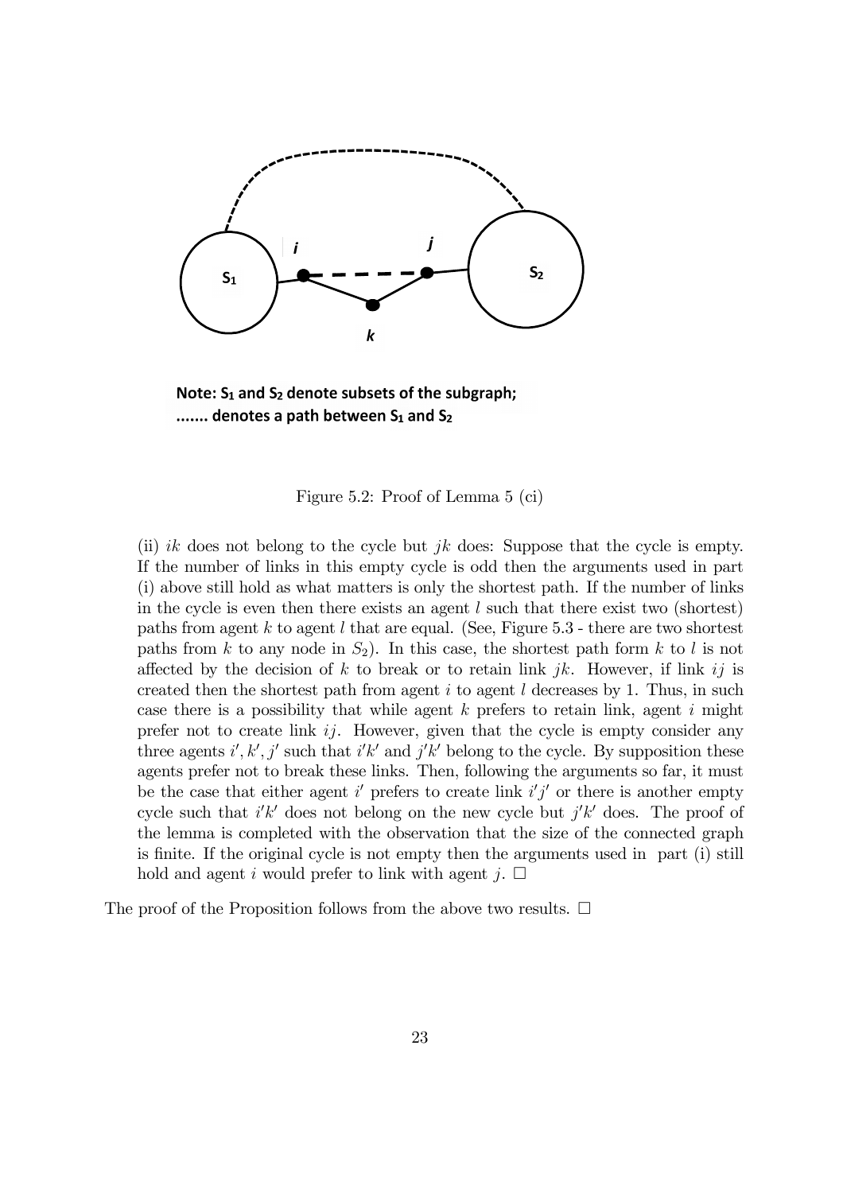Note: $S_1$ and $S_2$ denote subsets of the subgraph; ....... denotes a path between $S_1$ and $S_2$

Figure 5.2: Proof of Lemma 5 (ci)

(ii) $ik$ does not belong to the cycle but $jk$ does: Suppose that the cycle is empty. If the number of links in this empty cycle is odd then the arguments used in part (i) above still hold as what matters is only the shortest path. If the number of links in the cycle is even then there exists an agent $l$ such that there exist two (shortest) paths from agent $k$ to agent $l$ that are equal. (See, Figure 5.3 - there are two shortest paths from $k$ to any node in $S_2$). In this case, the shortest path form $k$ to $l$ is not affected by the decision of $k$ to break or to retain link $jk$. However, if link $ij$ is created then the shortest path from agent $i$ to agent $l$ decreases by 1. Thus, in such case there is a possibility that while agent $k$ prefers to retain link, agent $i$ might prefer not to create link $ij$. However, given that the cycle is empty consider any three agents $i', k', j'$ such that $i'k'$ and $j'k'$ belong to the cycle. By supposition these agents prefer not to break these links. Then, following the arguments so far, it must be the case that either agent $i'$ prefers to create link $i'j'$ or there is another empty cycle such that $i'k'$ does not belong on the new cycle but $j'k'$ does. The proof of the lemma is completed with the observation that the size of the connected graph is finite. If the original cycle is not empty then the arguments used in part (i) still hold and agent $i$ would prefer to link with agent $j$. □

The proof of the Proposition follows from the above two results. □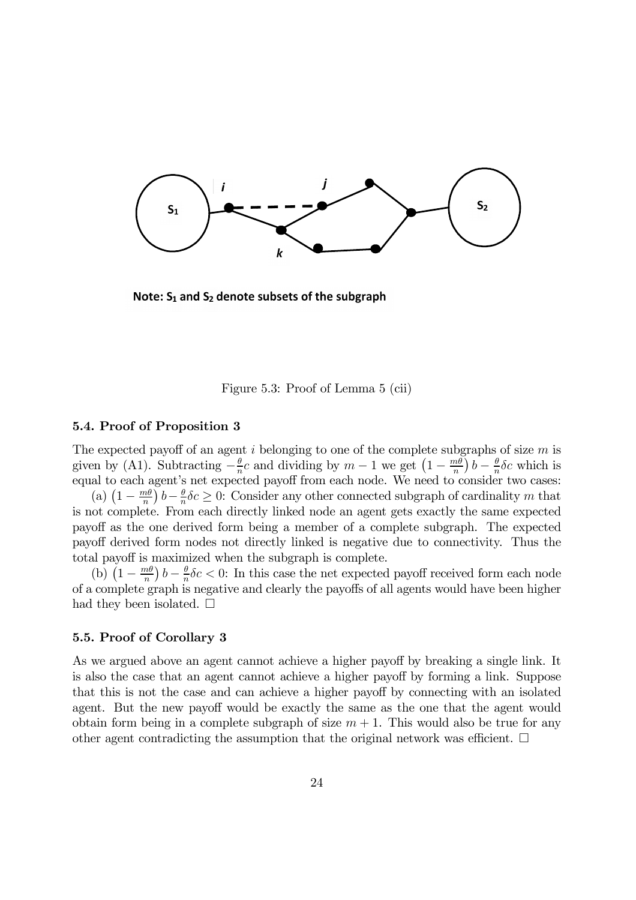Note: $S_1$ and $S_2$ denote subsets of the subgraph

Figure 5.3: Proof of Lemma 5 (cii)

### 5.4. Proof of Proposition 3

The expected payoff of an agent $i$ belonging to one of the complete subgraphs of size $m$ is given by (A1). Subtracting $-\frac{\theta}{n}c$ and dividing by $m-1$ we get $\left(1-\frac{m\theta}{n}\right)b-\frac{\theta}{n}\delta c$ which is equal to each agent's net expected payoff from each node. We need to consider two cases:

(a) $\left(1-\frac{m\theta}{n}\right)b-\frac{\theta}{n}\delta c \geq 0$: Consider any other connected subgraph of cardinality $m$ that is not complete. From each directly linked node an agent gets exactly the same expected payoff as the one derived form being a member of a complete subgraph. The expected payoff derived form nodes not directly linked is negative due to connectivity. Thus the total payoff is maximized when the subgraph is complete.

(b) $\left(1-\frac{m\theta}{n}\right)b-\frac{\theta}{n}\delta c < 0$: In this case the net expected payoff received form each node of a complete graph is negative and clearly the payoffs of all agents would have been higher had they been isolated. $\square$

### 5.5. Proof of Corollary 3

As we argued above an agent cannot achieve a higher payoff by breaking a single link. It is also the case that an agent cannot achieve a higher payoff by forming a link. Suppose that this is not the case and can achieve a higher payoff by connecting with an isolated agent. But the new payoff would be exactly the same as the one that the agent would obtain form being in a complete subgraph of size $m+1$. This would also be true for any other agent contradicting the assumption that the original network was efficient. $\square$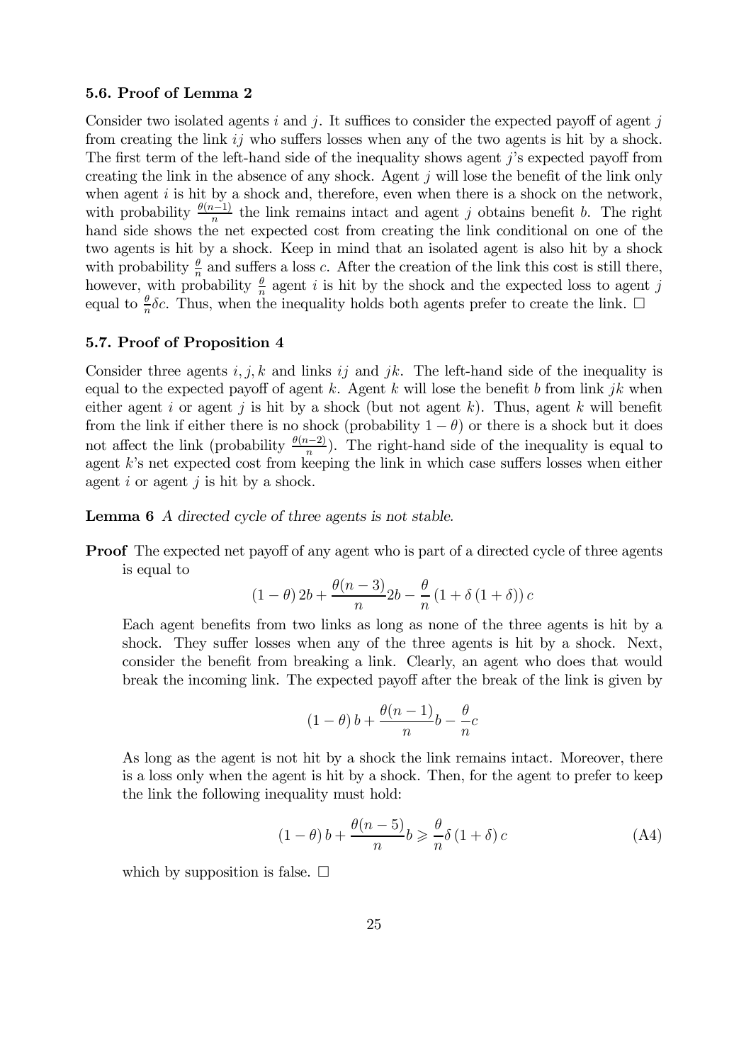### 5.6. Proof of Lemma 2

Consider two isolated agents $i$ and $j$. It suffices to consider the expected payoff of agent $j$ from creating the link $ij$ who suffers losses when any of the two agents is hit by a shock. The first term of the left-hand side of the inequality shows agent $j$'s expected payoff from creating the link in the absence of any shock. Agent $j$ will lose the benefit of the link only when agent $i$ is hit by a shock and, therefore, even when there is a shock on the network, with probability $\frac{\theta(n-1)}{n}$ the link remains intact and agent $j$ obtains benefit $b$. The right hand side shows the net expected cost from creating the link conditional on one of the two agents is hit by a shock. Keep in mind that an isolated agent is also hit by a shock with probability $\frac{\theta}{n}$ and suffers a loss $c$. After the creation of the link this cost is still there, however, with probability $\frac{\theta}{n}$ agent $i$ is hit by the shock and the expected loss to agent $j$ equal to $\frac{\theta}{n}\delta c$. Thus, when the inequality holds both agents prefer to create the link. □

### 5.7. Proof of Proposition 4

Consider three agents $i, j, k$ and links $ij$ and $jk$. The left-hand side of the inequality is equal to the expected payoff of agent $k$. Agent $k$ will lose the benefit $b$ from link $jk$ when either agent $i$ or agent $j$ is hit by a shock (but not agent $k$). Thus, agent $k$ will benefit from the link if either there is no shock (probability $1-\theta$) or there is a shock but it does not affect the link (probability $\frac{\theta(n-2)}{n}$). The right-hand side of the inequality is equal to agent $k$'s net expected cost from keeping the link in which case suffers losses when either agent $i$ or agent $j$ is hit by a shock.

**Lemma 6** *A directed cycle of three agents is not stable.*

**Proof** The expected net payoff of any agent who is part of a directed cycle of three agents is equal to

$$(1-\theta)\,2b + \frac{\theta(n-3)}{n}2b - \frac{\theta}{n}\left(1+\delta\left(1+\delta\right)\right)c$$

Each agent benefits from two links as long as none of the three agents is hit by a shock. They suffer losses when any of the three agents is hit by a shock. Next, consider the benefit from breaking a link. Clearly, an agent who does that would break the incoming link. The expected payoff after the break of the link is given by

$$(1-\theta)\,b + \frac{\theta(n-1)}{n}b - \frac{\theta}{n}c$$

As long as the agent is not hit by a shock the link remains intact. Moreover, there is a loss only when the agent is hit by a shock. Then, for the agent to prefer to keep the link the following inequality must hold:

$$(1-\theta)\,b + \frac{\theta(n-5)}{n}b \geqslant \frac{\theta}{n}\delta\left(1+\delta\right)c \tag{A4}$$

which by supposition is false. □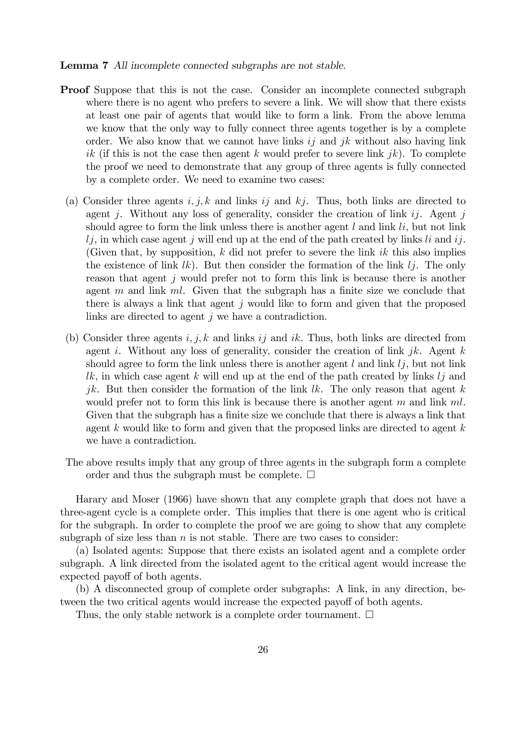**Lemma 7** *All incomplete connected subgraphs are not stable.*

**Proof** Suppose that this is not the case. Consider an incomplete connected subgraph where there is no agent who prefers to severe a link. We will show that there exists at least one pair of agents that would like to form a link. From the above lemma we know that the only way to fully connect three agents together is by a complete order. We also know that we cannot have links $ij$ and $jk$ without also having link $ik$ (if this is not the case then agent $k$ would prefer to severe link $jk$). To complete the proof we need to demonstrate that any group of three agents is fully connected by a complete order. We need to examine two cases:

(a) Consider three agents $i, j, k$ and links $ij$ and $kj$. Thus, both links are directed to agent $j$. Without any loss of generality, consider the creation of link $ij$. Agent $j$ should agree to form the link unless there is another agent $l$ and link $li$, but not link $lj$, in which case agent $j$ will end up at the end of the path created by links $li$ and $ij$. (Given that, by supposition, $k$ did not prefer to severe the link $ik$ this also implies the existence of link $lk$). But then consider the formation of the link $lj$. The only reason that agent $j$ would prefer not to form this link is because there is another agent $m$ and link $ml$. Given that the subgraph has a finite size we conclude that there is always a link that agent $j$ would like to form and given that the proposed links are directed to agent $j$ we have a contradiction.

(b) Consider three agents $i, j, k$ and links $ij$ and $ik$. Thus, both links are directed from agent $i$. Without any loss of generality, consider the creation of link $jk$. Agent $k$ should agree to form the link unless there is another agent $l$ and link $lj$, but not link $lk$, in which case agent $k$ will end up at the end of the path created by links $lj$ and $jk$. But then consider the formation of the link $lk$. The only reason that agent $k$ would prefer not to form this link is because there is another agent $m$ and link $ml$. Given that the subgraph has a finite size we conclude that there is always a link that agent $k$ would like to form and given that the proposed links are directed to agent $k$ we have a contradiction.

The above results imply that any group of three agents in the subgraph form a complete order and thus the subgraph must be complete. □

Harary and Moser (1966) have shown that any complete graph that does not have a three-agent cycle is a complete order. This implies that there is one agent who is critical for the subgraph. In order to complete the proof we are going to show that any complete subgraph of size less than $n$ is not stable. There are two cases to consider:

(a) Isolated agents: Suppose that there exists an isolated agent and a complete order subgraph. A link directed from the isolated agent to the critical agent would increase the expected payoff of both agents.

(b) A disconnected group of complete order subgraphs: A link, in any direction, between the two critical agents would increase the expected payoff of both agents.

Thus, the only stable network is a complete order tournament. □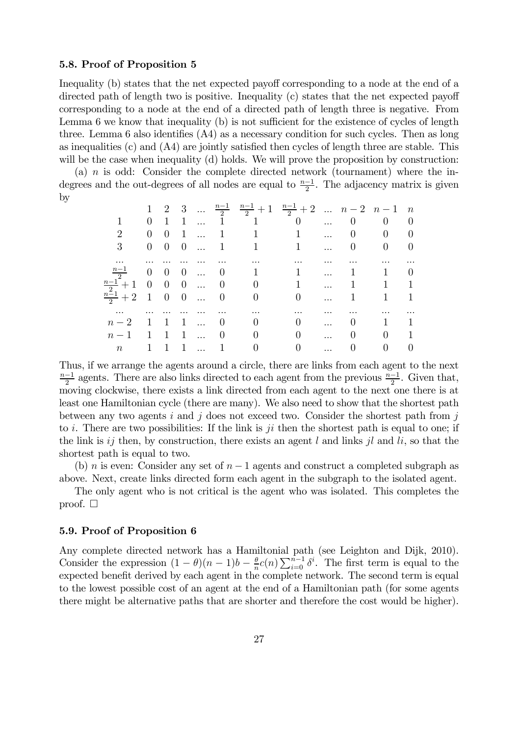### 5.8. Proof of Proposition 5

Inequality (b) states that the net expected payoff corresponding to a node at the end of a directed path of length two is positive. Inequality (c) states that the net expected payoff corresponding to a node at the end of a directed path of length three is negative. From Lemma 6 we know that inequality (b) is not sufficient for the existence of cycles of length three. Lemma 6 also identifies (A4) as a necessary condition for such cycles. Then as long as inequalities (c) and (A4) are jointly satisfied then cycles of length three are stable. This will be the case when inequality (d) holds. We will prove the proposition by construction:

(a) $n$ is odd: Consider the complete directed network (tournament) where the in-degrees and the out-degrees of all nodes are equal to $\frac{n-1}{2}$. The adjacency matrix is given by

| | $1$ | $2$ | $3$ | ... | $\frac{n-1}{2}$ | $\frac{n-1}{2}+1$ | $\frac{n-1}{2}+2$ | ... | $n-2$ | $n-1$ | $n$ |
|---|---|---|---|---|---|---|---|---|---|---|---|
| $1$ | 0 | 1 | 1 | ... | 1 | 1 | 0 | ... | 0 | 0 | 0 |
| $2$ | 0 | 0 | 1 | ... | 1 | 1 | 1 | ... | 0 | 0 | 0 |
| $3$ | 0 | 0 | 0 | ... | 1 | 1 | 1 | ... | 0 | 0 | 0 |
| ... | ... | ... | ... | ... | ... | ... | ... | ... | ... | ... | ... |
| $\frac{n-1}{2}$ | 0 | 0 | 0 | ... | 0 | 1 | 1 | ... | 1 | 1 | 0 |
| $\frac{n-1}{2}+1$ | 0 | 0 | 0 | ... | 0 | 0 | 1 | ... | 1 | 1 | 1 |
| $\frac{n-1}{2}+2$ | 1 | 0 | 0 | ... | 0 | 0 | 0 | ... | 1 | 1 | 1 |
| ... | ... | ... | ... | ... | ... | ... | ... | ... | ... | ... | ... |
| $n-2$ | 1 | 1 | 1 | ... | 0 | 0 | 0 | ... | 0 | 1 | 1 |
| $n-1$ | 1 | 1 | 1 | ... | 0 | 0 | 0 | ... | 0 | 0 | 1 |
| $n$ | 1 | 1 | 1 | ... | 1 | 0 | 0 | ... | 0 | 0 | 0 |

Thus, if we arrange the agents around a circle, there are links from each agent to the next $\frac{n-1}{2}$ agents. There are also links directed to each agent from the previous $\frac{n-1}{2}$. Given that, moving clockwise, there exists a link directed from each agent to the next one there is at least one Hamiltonian cycle (there are many). We also need to show that the shortest path between any two agents $i$ and $j$ does not exceed two. Consider the shortest path from $j$ to $i$. There are two possibilities: If the link is $ji$ then the shortest path is equal to one; if the link is $ij$ then, by construction, there exists an agent $l$ and links $jl$ and $li$, so that the shortest path is equal to two.

(b) $n$ is even: Consider any set of $n-1$ agents and construct a completed subgraph as above. Next, create links directed form each agent in the subgraph to the isolated agent.

The only agent who is not critical is the agent who was isolated. This completes the proof. $\square$

### 5.9. Proof of Proposition 6

Any complete directed network has a Hamiltonial path (see Leighton and Dijk, 2010). Consider the expression $(1-\theta)(n-1)b - \frac{\theta}{n}c(n)\sum_{i=0}^{n-1}\delta^i$. The first term is equal to the expected benefit derived by each agent in the complete network. The second term is equal to the lowest possible cost of an agent at the end of a Hamiltonian path (for some agents there might be alternative paths that are shorter and therefore the cost would be higher).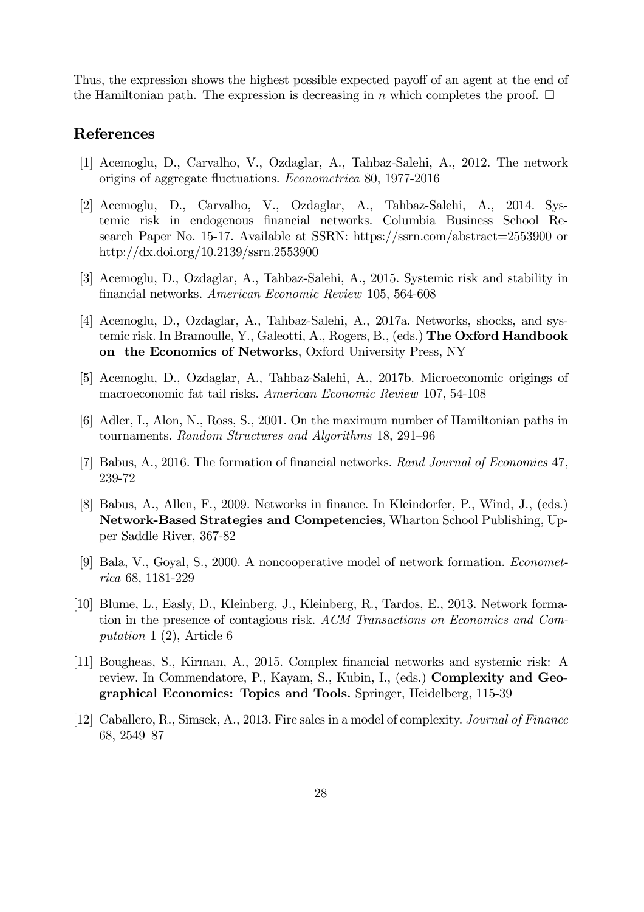Thus, the expression shows the highest possible expected payoff of an agent at the end of the Hamiltonian path. The expression is decreasing in $n$ which completes the proof. □

## References

[1] Acemoglu, D., Carvalho, V., Ozdaglar, A., Tahbaz-Salehi, A., 2012. The network origins of aggregate fluctuations. *Econometrica* 80, 1977-2016

[2] Acemoglu, D., Carvalho, V., Ozdaglar, A., Tahbaz-Salehi, A., 2014. Systemic risk in endogenous financial networks. Columbia Business School Research Paper No. 15-17. Available at SSRN: https://ssrn.com/abstract=2553900 or http://dx.doi.org/10.2139/ssrn.2553900

[3] Acemoglu, D., Ozdaglar, A., Tahbaz-Salehi, A., 2015. Systemic risk and stability in financial networks. *American Economic Review* 105, 564-608

[4] Acemoglu, D., Ozdaglar, A., Tahbaz-Salehi, A., 2017a. Networks, shocks, and systemic risk. In Bramoulle, Y., Galeotti, A., Rogers, B., (eds.) **The Oxford Handbook on the Economics of Networks**, Oxford University Press, NY

[5] Acemoglu, D., Ozdaglar, A., Tahbaz-Salehi, A., 2017b. Microeconomic origings of macroeconomic fat tail risks. *American Economic Review* 107, 54-108

[6] Adler, I., Alon, N., Ross, S., 2001. On the maximum number of Hamiltonian paths in tournaments. *Random Structures and Algorithms* 18, 291–96

[7] Babus, A., 2016. The formation of financial networks. *Rand Journal of Economics* 47, 239-72

[8] Babus, A., Allen, F., 2009. Networks in finance. In Kleindorfer, P., Wind, J., (eds.) **Network-Based Strategies and Competencies**, Wharton School Publishing, Upper Saddle River, 367-82

[9] Bala, V., Goyal, S., 2000. A noncooperative model of network formation. *Econometrica* 68, 1181-229

[10] Blume, L., Easly, D., Kleinberg, J., Kleinberg, R., Tardos, E., 2013. Network formation in the presence of contagious risk. *ACM Transactions on Economics and Computation* 1 (2), Article 6

[11] Bougheas, S., Kirman, A., 2015. Complex financial networks and systemic risk: A review. In Commendatore, P., Kayam, S., Kubin, I., (eds.) **Complexity and Geographical Economics: Topics and Tools.** Springer, Heidelberg, 115-39

[12] Caballero, R., Simsek, A., 2013. Fire sales in a model of complexity. *Journal of Finance* 68, 2549–87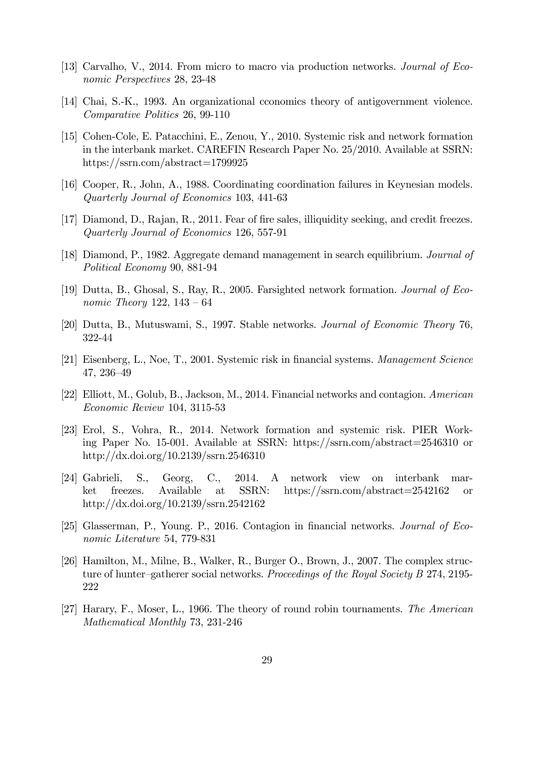[13] Carvalho, V., 2014. From micro to macro via production networks. *Journal of Economic Perspectives* 28, 23-48

[14] Chai, S.-K., 1993. An organizational cconomics theory of antigovernment violence. *Comparative Politics* 26, 99-110

[15] Cohen-Cole, E. Patacchini, E., Zenou, Y., 2010. Systemic risk and network formation in the interbank market. CAREFIN Research Paper No. 25/2010. Available at SSRN: https://ssrn.com/abstract=1799925

[16] Cooper, R., John, A., 1988. Coordinating coordination failures in Keynesian models. *Quarterly Journal of Economics* 103, 441-63

[17] Diamond, D., Rajan, R., 2011. Fear of fire sales, illiquidity seeking, and credit freezes. *Quarterly Journal of Economics* 126, 557-91

[18] Diamond, P., 1982. Aggregate demand management in search equilibrium. *Journal of Political Economy* 90, 881-94

[19] Dutta, B., Ghosal, S., Ray, R., 2005. Farsighted network formation. *Journal of Economic Theory* 122, 143 – 64

[20] Dutta, B., Mutuswami, S., 1997. Stable networks. *Journal of Economic Theory* 76, 322-44

[21] Eisenberg, L., Noe, T., 2001. Systemic risk in financial systems. *Management Science* 47, 236–49

[22] Elliott, M., Golub, B., Jackson, M., 2014. Financial networks and contagion. *American Economic Review* 104, 3115-53

[23] Erol, S., Vohra, R., 2014. Network formation and systemic risk. PIER Working Paper No. 15-001. Available at SSRN: https://ssrn.com/abstract=2546310 or http://dx.doi.org/10.2139/ssrn.2546310

[24] Gabrieli, S., Georg, C., 2014. A network view on interbank market freezes. Available at SSRN: https://ssrn.com/abstract=2542162 or http://dx.doi.org/10.2139/ssrn.2542162

[25] Glasserman, P., Young. P., 2016. Contagion in financial networks. *Journal of Economic Literature* 54, 779-831

[26] Hamilton, M., Milne, B., Walker, R., Burger O., Brown, J., 2007. The complex structure of hunter–gatherer social networks. *Proceedings of the Royal Society B* 274, 2195-222

[27] Harary, F., Moser, L., 1966. The theory of round robin tournaments. *The American Mathematical Monthly* 73, 231-246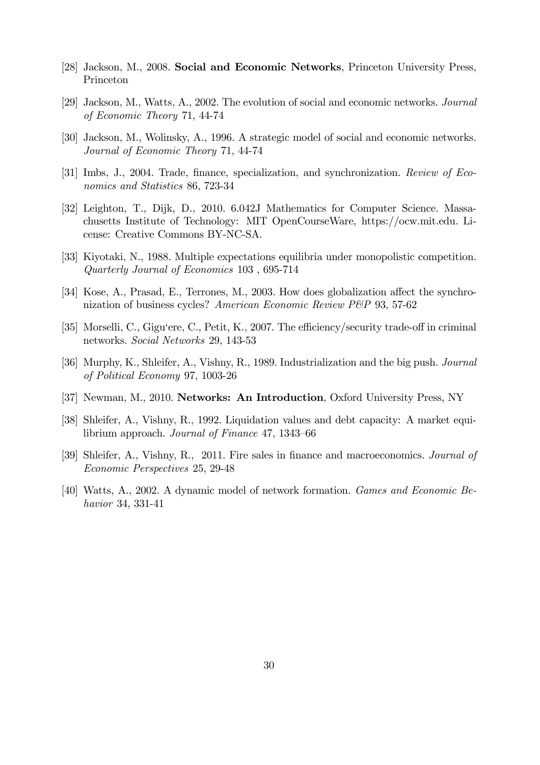[28] Jackson, M., 2008. **Social and Economic Networks**, Princeton University Press, Princeton

[29] Jackson, M., Watts, A., 2002. The evolution of social and economic networks. *Journal of Economic Theory* 71, 44-74

[30] Jackson, M., Wolinsky, A., 1996. A strategic model of social and economic networks. *Journal of Economic Theory* 71, 44-74

[31] Imbs, J., 2004. Trade, finance, specialization, and synchronization. *Review of Economics and Statistics* 86, 723-34

[32] Leighton, T., Dijk, D., 2010. 6.042J Mathematics for Computer Science. Massachusetts Institute of Technology: MIT OpenCourseWare, https://ocw.mit.edu. License: Creative Commons BY-NC-SA.

[33] Kiyotaki, N., 1988. Multiple expectations equilibria under monopolistic competition. *Quarterly Journal of Economics* 103 , 695-714

[34] Kose, A., Prasad, E., Terrones, M., 2003. How does globalization affect the synchronization of business cycles? *American Economic Review P&P* 93, 57-62

[35] Morselli, C., Gigu'ere, C., Petit, K., 2007. The efficiency/security trade-off in criminal networks. *Social Networks* 29, 143-53

[36] Murphy, K., Shleifer, A., Vishny, R., 1989. Industrialization and the big push. *Journal of Political Economy* 97, 1003-26

[37] Newman, M., 2010. **Networks: An Introduction**, Oxford University Press, NY

[38] Shleifer, A., Vishny, R., 1992. Liquidation values and debt capacity: A market equilibrium approach. *Journal of Finance* 47, 1343–66

[39] Shleifer, A., Vishny, R., 2011. Fire sales in finance and macroeconomics. *Journal of Economic Perspectives* 25, 29-48

[40] Watts, A., 2002. A dynamic model of network formation. *Games and Economic Behavior* 34, 331-41